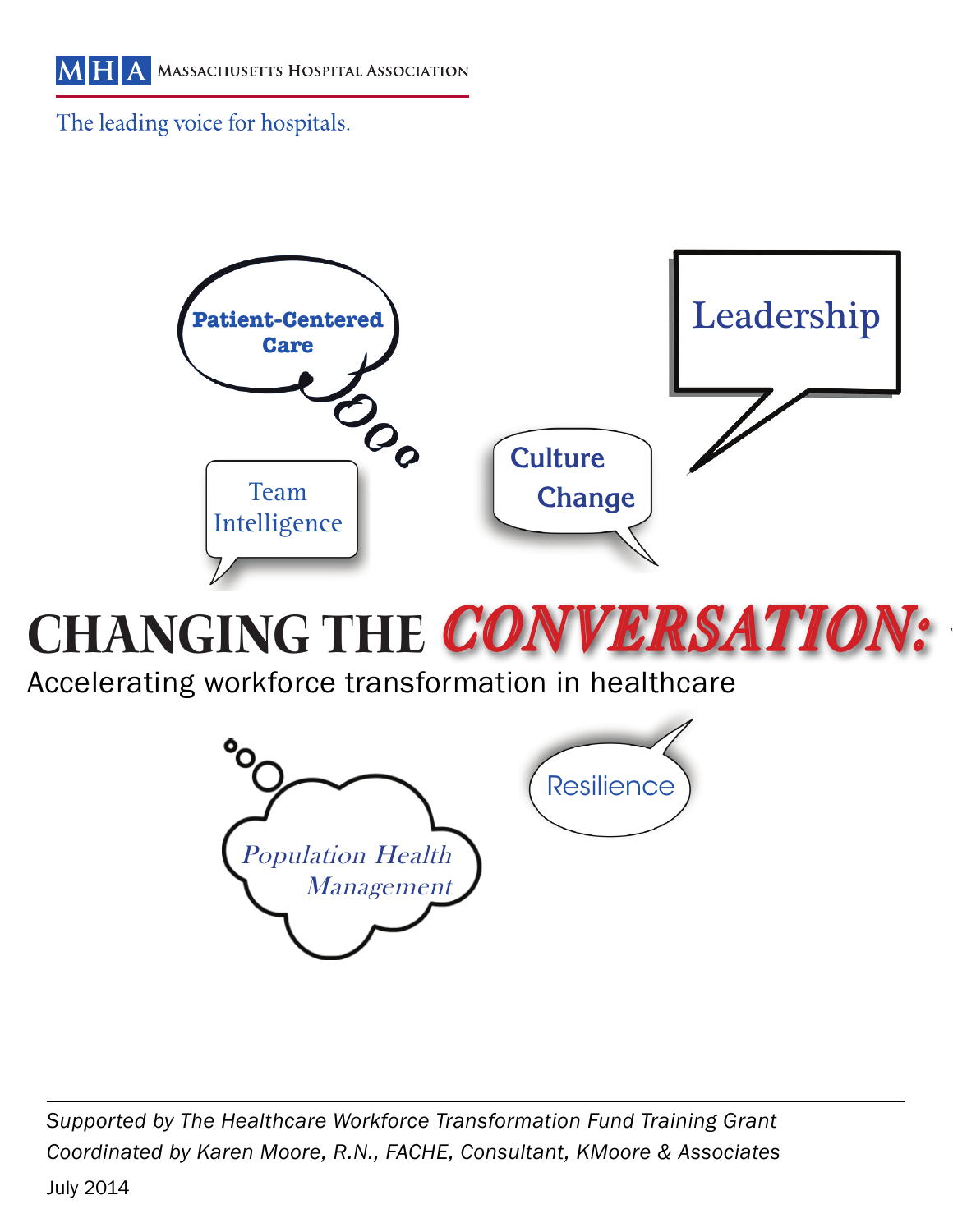MHA Massachusetts Hospital Association

The leading voice for hospitals.

Patient-Centered Care

Leadership

Team Intelligence

Culture Change

# CHANGING THE *CONVERSATION:*

## Accelerating workforce transformation in healthcare

*Population Health Management*

Resilience

---

*Supported by The Healthcare Workforce Transformation Fund Training Grant*

*Coordinated by Karen Moore, R.N., FACHE, Consultant, KMoore & Associates*

July 2014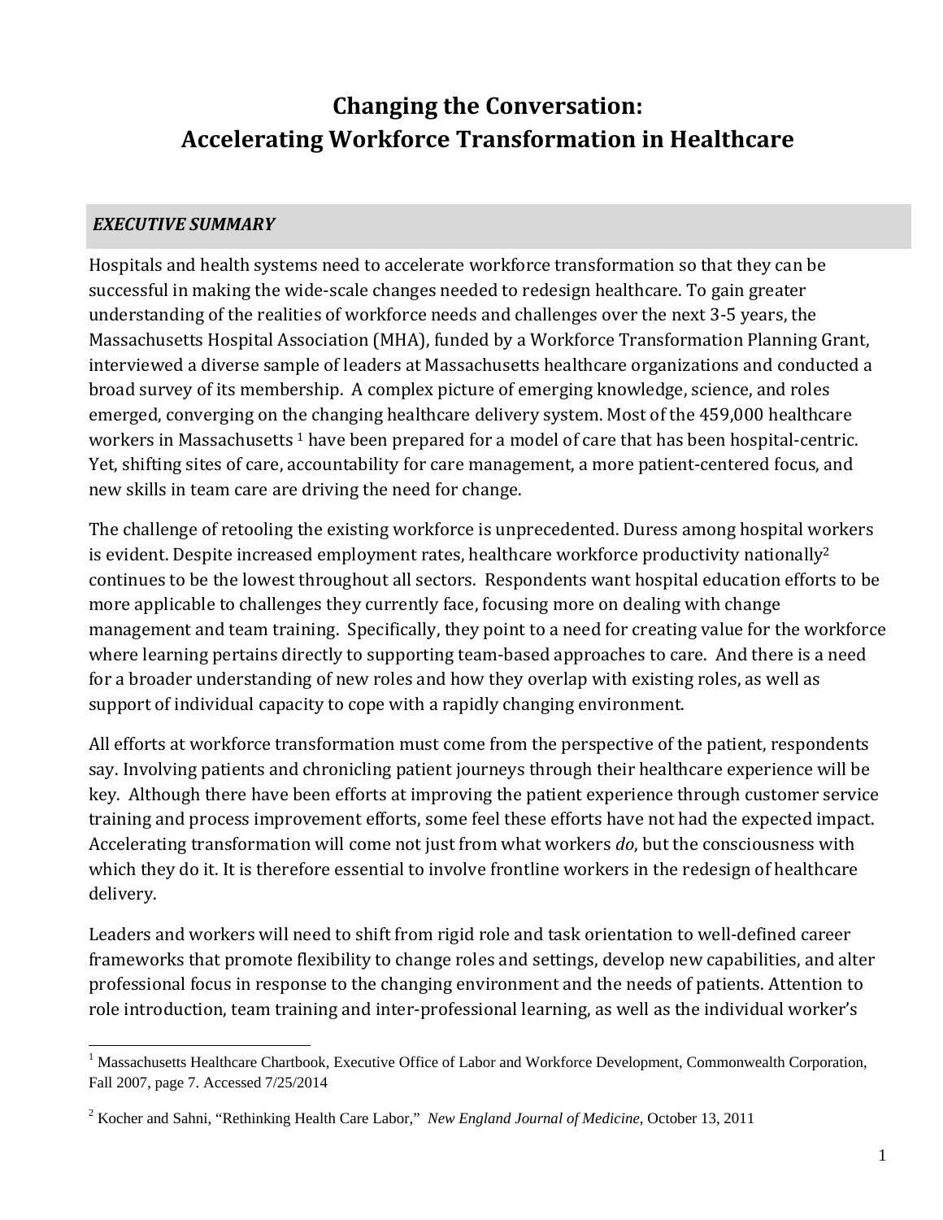# Changing the Conversation: Accelerating Workforce Transformation in Healthcare

## *EXECUTIVE SUMMARY*

Hospitals and health systems need to accelerate workforce transformation so that they can be successful in making the wide-scale changes needed to redesign healthcare. To gain greater understanding of the realities of workforce needs and challenges over the next 3-5 years, the Massachusetts Hospital Association (MHA), funded by a Workforce Transformation Planning Grant, interviewed a diverse sample of leaders at Massachusetts healthcare organizations and conducted a broad survey of its membership. A complex picture of emerging knowledge, science, and roles emerged, converging on the changing healthcare delivery system. Most of the 459,000 healthcare workers in Massachusetts [1] have been prepared for a model of care that has been hospital-centric. Yet, shifting sites of care, accountability for care management, a more patient-centered focus, and new skills in team care are driving the need for change.

The challenge of retooling the existing workforce is unprecedented. Duress among hospital workers is evident. Despite increased employment rates, healthcare workforce productivity nationally[2] continues to be the lowest throughout all sectors. Respondents want hospital education efforts to be more applicable to challenges they currently face, focusing more on dealing with change management and team training. Specifically, they point to a need for creating value for the workforce where learning pertains directly to supporting team-based approaches to care. And there is a need for a broader understanding of new roles and how they overlap with existing roles, as well as support of individual capacity to cope with a rapidly changing environment.

All efforts at workforce transformation must come from the perspective of the patient, respondents say. Involving patients and chronicling patient journeys through their healthcare experience will be key. Although there have been efforts at improving the patient experience through customer service training and process improvement efforts, some feel these efforts have not had the expected impact. Accelerating transformation will come not just from what workers *do*, but the consciousness with which they do it. It is therefore essential to involve frontline workers in the redesign of healthcare delivery.

Leaders and workers will need to shift from rigid role and task orientation to well-defined career frameworks that promote flexibility to change roles and settings, develop new capabilities, and alter professional focus in response to the changing environment and the needs of patients. Attention to role introduction, team training and inter-professional learning, as well as the individual worker's

---

[1] Massachusetts Healthcare Chartbook, Executive Office of Labor and Workforce Development, Commonwealth Corporation, Fall 2007, page 7. Accessed 7/25/2014

[2] Kocher and Sahni, "Rethinking Health Care Labor," *New England Journal of Medicine*, October 13, 2011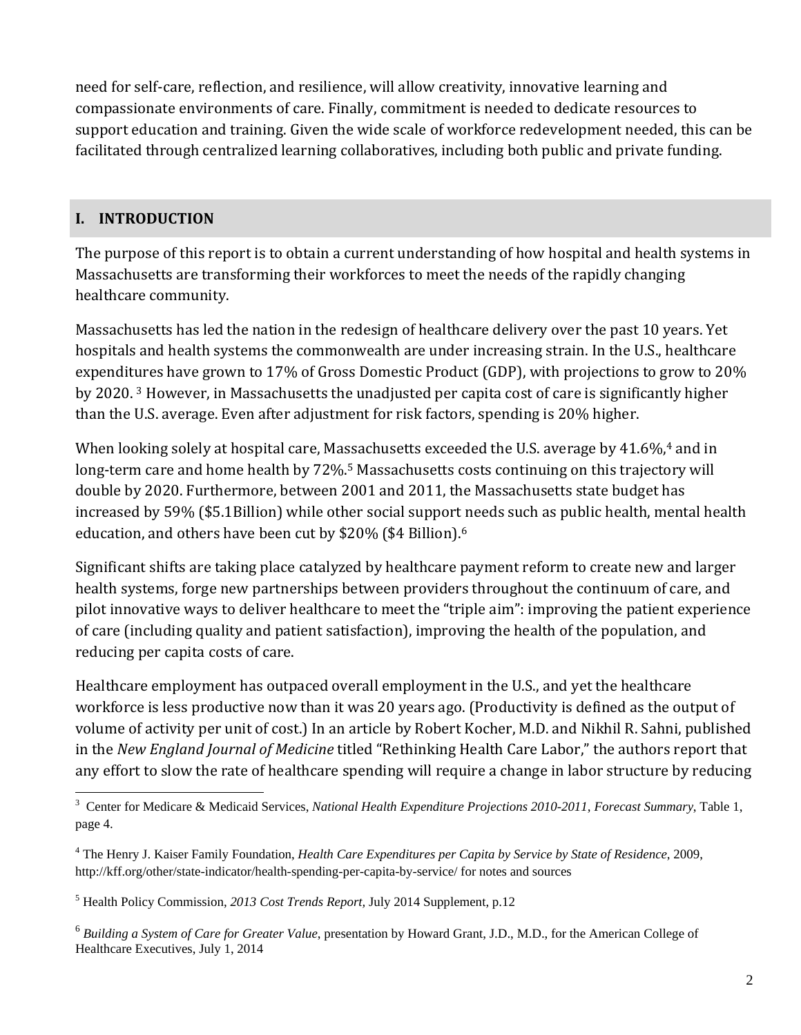need for self-care, reflection, and resilience, will allow creativity, innovative learning and compassionate environments of care. Finally, commitment is needed to dedicate resources to support education and training. Given the wide scale of workforce redevelopment needed, this can be facilitated through centralized learning collaboratives, including both public and private funding.

## I. INTRODUCTION

The purpose of this report is to obtain a current understanding of how hospital and health systems in Massachusetts are transforming their workforces to meet the needs of the rapidly changing healthcare community.

Massachusetts has led the nation in the redesign of healthcare delivery over the past 10 years. Yet hospitals and health systems the commonwealth are under increasing strain. In the U.S., healthcare expenditures have grown to 17% of Gross Domestic Product (GDP), with projections to grow to 20% by 2020. [3] However, in Massachusetts the unadjusted per capita cost of care is significantly higher than the U.S. average. Even after adjustment for risk factors, spending is 20% higher.

When looking solely at hospital care, Massachusetts exceeded the U.S. average by 41.6%,[4] and in long-term care and home health by 72%.[5] Massachusetts costs continuing on this trajectory will double by 2020. Furthermore, between 2001 and 2011, the Massachusetts state budget has increased by 59% ($5.1Billion) while other social support needs such as public health, mental health education, and others have been cut by $20% ($4 Billion).[6]

Significant shifts are taking place catalyzed by healthcare payment reform to create new and larger health systems, forge new partnerships between providers throughout the continuum of care, and pilot innovative ways to deliver healthcare to meet the "triple aim": improving the patient experience of care (including quality and patient satisfaction), improving the health of the population, and reducing per capita costs of care.

Healthcare employment has outpaced overall employment in the U.S., and yet the healthcare workforce is less productive now than it was 20 years ago. (Productivity is defined as the output of volume of activity per unit of cost.) In an article by Robert Kocher, M.D. and Nikhil R. Sahni, published in the *New England Journal of Medicine* titled "Rethinking Health Care Labor," the authors report that any effort to slow the rate of healthcare spending will require a change in labor structure by reducing

---

[3] Center for Medicare & Medicaid Services, *National Health Expenditure Projections 2010-2011, Forecast Summary*, Table 1, page 4.

[4] The Henry J. Kaiser Family Foundation, *Health Care Expenditures per Capita by Service by State of Residence*, 2009, http://kff.org/other/state-indicator/health-spending-per-capita-by-service/ for notes and sources

[5] Health Policy Commission, *2013 Cost Trends Report*, July 2014 Supplement, p.12

[6] *Building a System of Care for Greater Value*, presentation by Howard Grant, J.D., M.D., for the American College of Healthcare Executives, July 1, 2014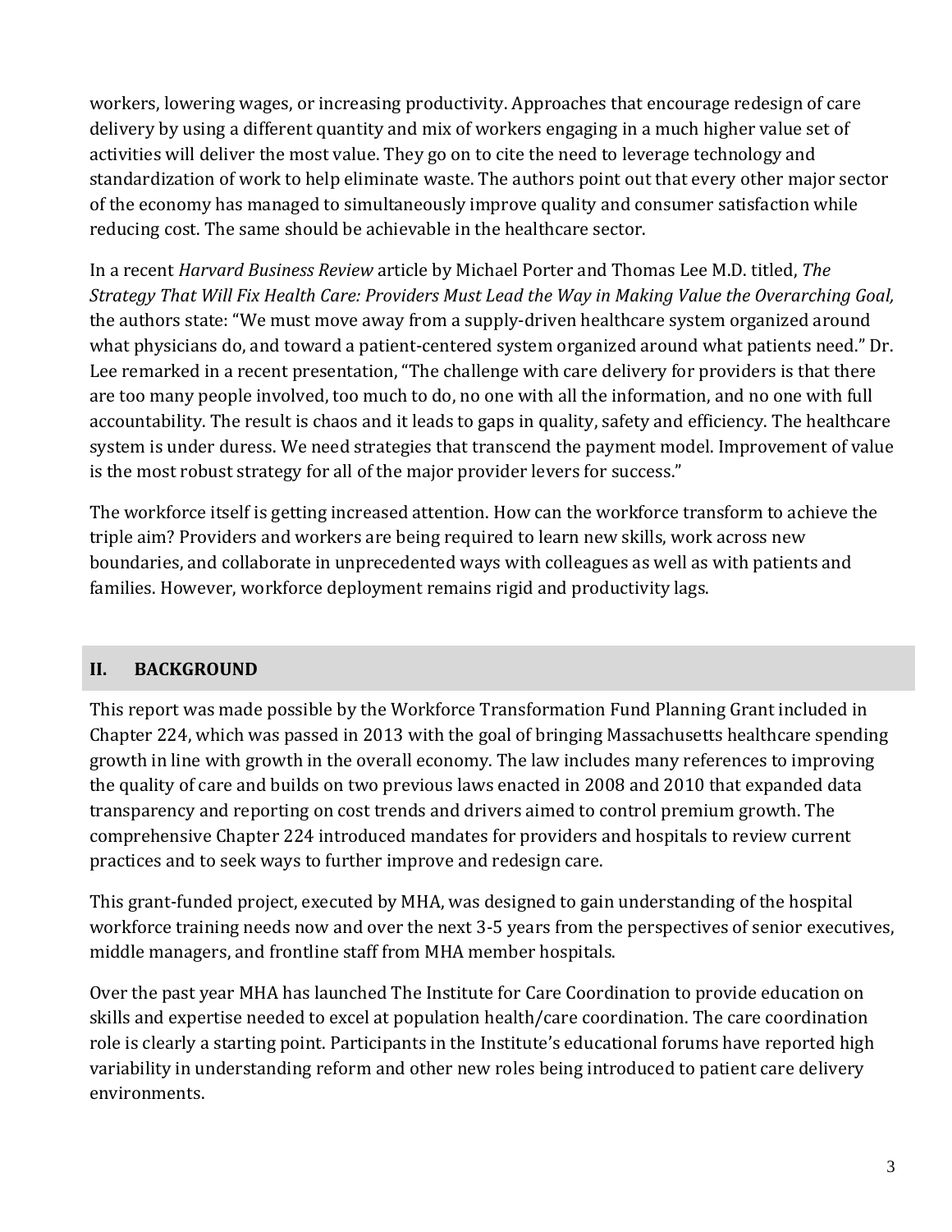workers, lowering wages, or increasing productivity. Approaches that encourage redesign of care delivery by using a different quantity and mix of workers engaging in a much higher value set of activities will deliver the most value. They go on to cite the need to leverage technology and standardization of work to help eliminate waste. The authors point out that every other major sector of the economy has managed to simultaneously improve quality and consumer satisfaction while reducing cost. The same should be achievable in the healthcare sector.

In a recent *Harvard Business Review* article by Michael Porter and Thomas Lee M.D. titled, *The Strategy That Will Fix Health Care: Providers Must Lead the Way in Making Value the Overarching Goal,* the authors state: "We must move away from a supply-driven healthcare system organized around what physicians do, and toward a patient-centered system organized around what patients need." Dr. Lee remarked in a recent presentation, "The challenge with care delivery for providers is that there are too many people involved, too much to do, no one with all the information, and no one with full accountability. The result is chaos and it leads to gaps in quality, safety and efficiency. The healthcare system is under duress. We need strategies that transcend the payment model. Improvement of value is the most robust strategy for all of the major provider levers for success."

The workforce itself is getting increased attention. How can the workforce transform to achieve the triple aim? Providers and workers are being required to learn new skills, work across new boundaries, and collaborate in unprecedented ways with colleagues as well as with patients and families. However, workforce deployment remains rigid and productivity lags.

## II. BACKGROUND

This report was made possible by the Workforce Transformation Fund Planning Grant included in Chapter 224, which was passed in 2013 with the goal of bringing Massachusetts healthcare spending growth in line with growth in the overall economy. The law includes many references to improving the quality of care and builds on two previous laws enacted in 2008 and 2010 that expanded data transparency and reporting on cost trends and drivers aimed to control premium growth. The comprehensive Chapter 224 introduced mandates for providers and hospitals to review current practices and to seek ways to further improve and redesign care.

This grant-funded project, executed by MHA, was designed to gain understanding of the hospital workforce training needs now and over the next 3-5 years from the perspectives of senior executives, middle managers, and frontline staff from MHA member hospitals.

Over the past year MHA has launched The Institute for Care Coordination to provide education on skills and expertise needed to excel at population health/care coordination. The care coordination role is clearly a starting point. Participants in the Institute's educational forums have reported high variability in understanding reform and other new roles being introduced to patient care delivery environments.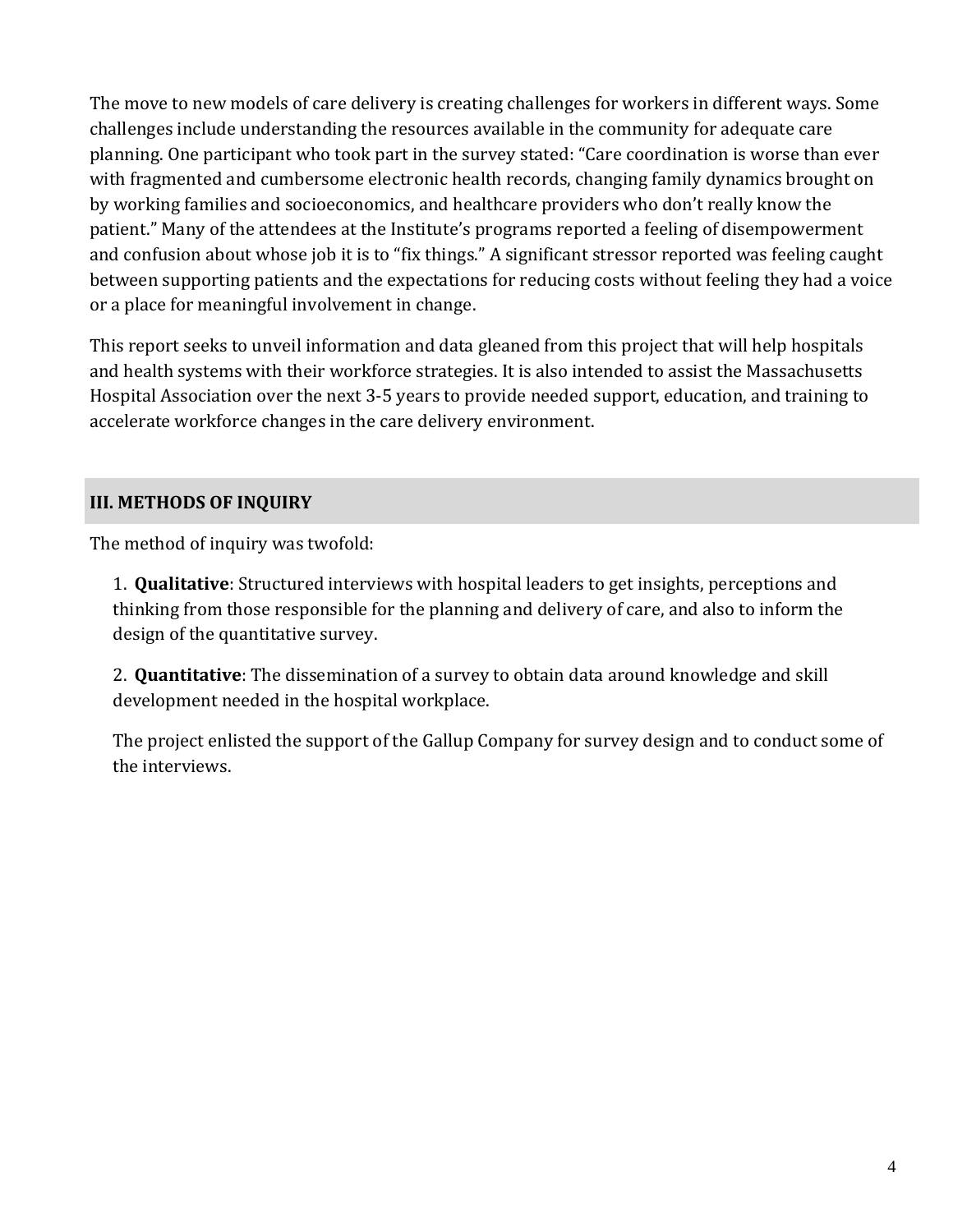The move to new models of care delivery is creating challenges for workers in different ways. Some challenges include understanding the resources available in the community for adequate care planning. One participant who took part in the survey stated: "Care coordination is worse than ever with fragmented and cumbersome electronic health records, changing family dynamics brought on by working families and socioeconomics, and healthcare providers who don't really know the patient." Many of the attendees at the Institute's programs reported a feeling of disempowerment and confusion about whose job it is to "fix things." A significant stressor reported was feeling caught between supporting patients and the expectations for reducing costs without feeling they had a voice or a place for meaningful involvement in change.

This report seeks to unveil information and data gleaned from this project that will help hospitals and health systems with their workforce strategies. It is also intended to assist the Massachusetts Hospital Association over the next 3-5 years to provide needed support, education, and training to accelerate workforce changes in the care delivery environment.

## III. METHODS OF INQUIRY

The method of inquiry was twofold:

1. **Qualitative**: Structured interviews with hospital leaders to get insights, perceptions and thinking from those responsible for the planning and delivery of care, and also to inform the design of the quantitative survey.

2. **Quantitative**: The dissemination of a survey to obtain data around knowledge and skill development needed in the hospital workplace.

The project enlisted the support of the Gallup Company for survey design and to conduct some of the interviews.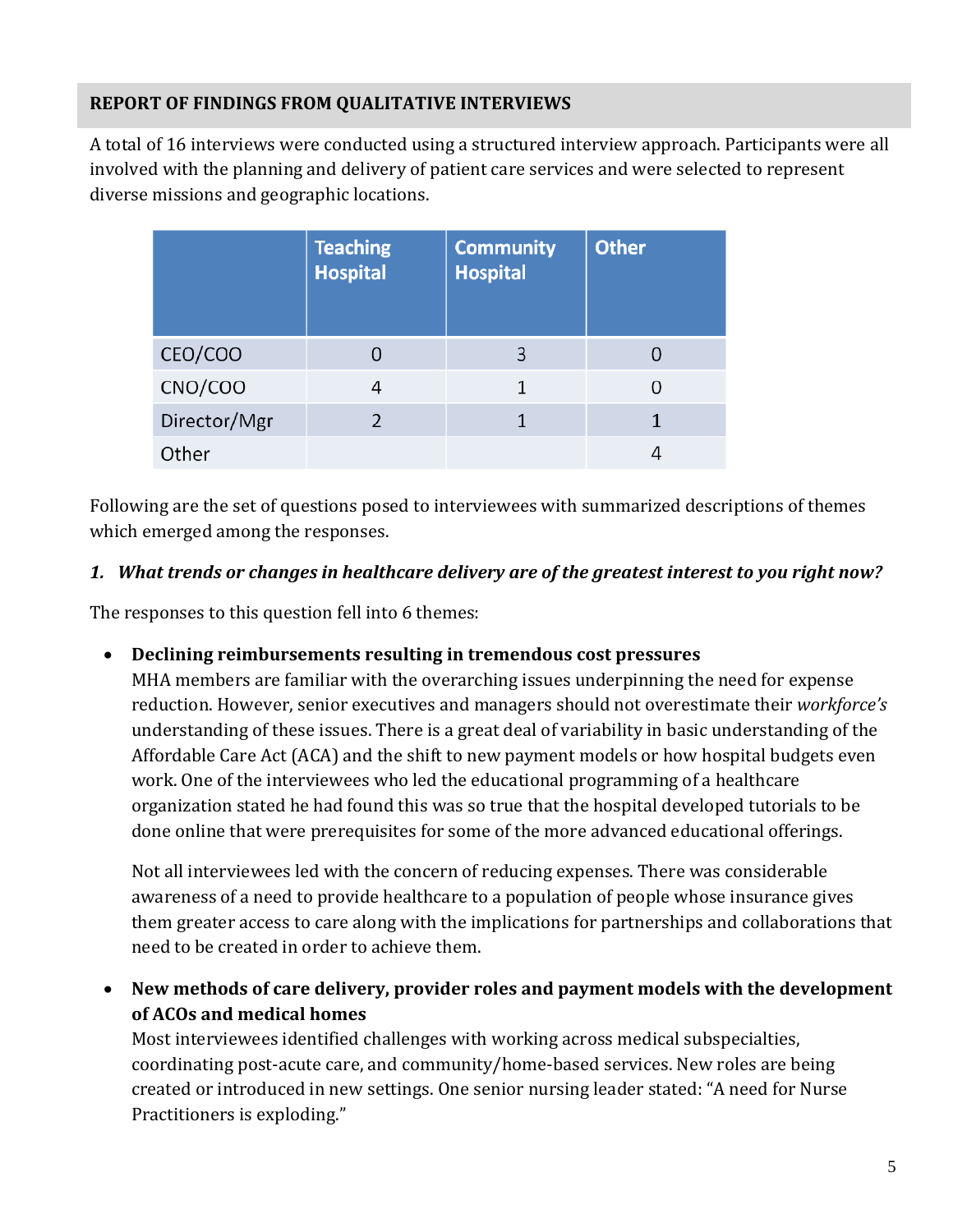## REPORT OF FINDINGS FROM QUALITATIVE INTERVIEWS

A total of 16 interviews were conducted using a structured interview approach. Participants were all involved with the planning and delivery of patient care services and were selected to represent diverse missions and geographic locations.

| | Teaching Hospital | Community Hospital | Other |
|---|---|---|---|
| CEO/COO | 0 | 3 | 0 |
| CNO/COO | 4 | 1 | 0 |
| Director/Mgr | 2 | 1 | 1 |
| Other | | | 4 |

Following are the set of questions posed to interviewees with summarized descriptions of themes which emerged among the responses.

### *1. What trends or changes in healthcare delivery are of the greatest interest to you right now?*

The responses to this question fell into 6 themes:

- **Declining reimbursements resulting in tremendous cost pressures**
  MHA members are familiar with the overarching issues underpinning the need for expense reduction. However, senior executives and managers should not overestimate their *workforce's* understanding of these issues. There is a great deal of variability in basic understanding of the Affordable Care Act (ACA) and the shift to new payment models or how hospital budgets even work. One of the interviewees who led the educational programming of a healthcare organization stated he had found this was so true that the hospital developed tutorials to be done online that were prerequisites for some of the more advanced educational offerings.

  Not all interviewees led with the concern of reducing expenses. There was considerable awareness of a need to provide healthcare to a population of people whose insurance gives them greater access to care along with the implications for partnerships and collaborations that need to be created in order to achieve them.

- **New methods of care delivery, provider roles and payment models with the development of ACOs and medical homes**
  Most interviewees identified challenges with working across medical subspecialties, coordinating post-acute care, and community/home-based services. New roles are being created or introduced in new settings. One senior nursing leader stated: "A need for Nurse Practitioners is exploding."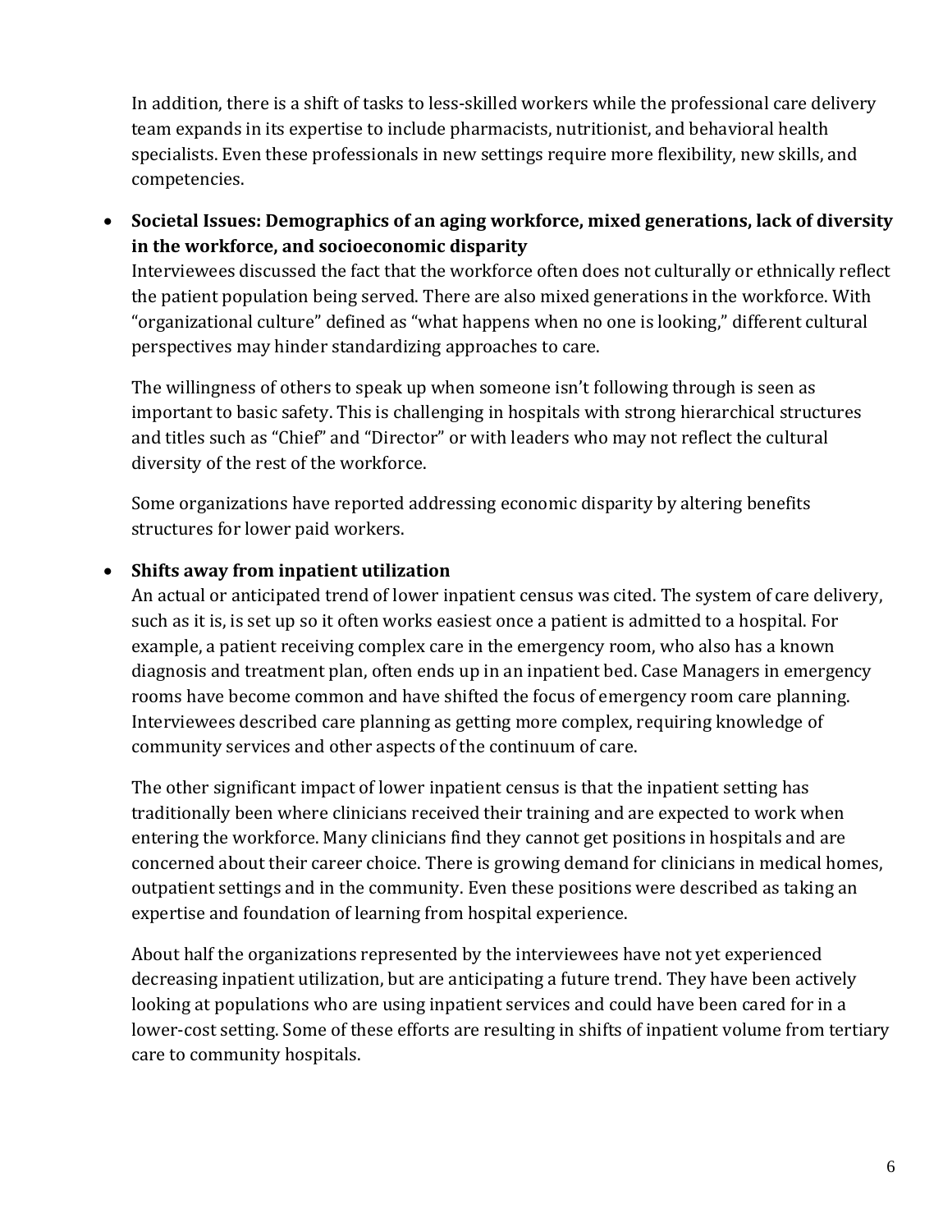In addition, there is a shift of tasks to less-skilled workers while the professional care delivery team expands in its expertise to include pharmacists, nutritionist, and behavioral health specialists. Even these professionals in new settings require more flexibility, new skills, and competencies.

- **Societal Issues: Demographics of an aging workforce, mixed generations, lack of diversity in the workforce, and socioeconomic disparity**

  Interviewees discussed the fact that the workforce often does not culturally or ethnically reflect the patient population being served. There are also mixed generations in the workforce. With "organizational culture" defined as "what happens when no one is looking," different cultural perspectives may hinder standardizing approaches to care.

  The willingness of others to speak up when someone isn't following through is seen as important to basic safety. This is challenging in hospitals with strong hierarchical structures and titles such as "Chief" and "Director" or with leaders who may not reflect the cultural diversity of the rest of the workforce.

  Some organizations have reported addressing economic disparity by altering benefits structures for lower paid workers.

- **Shifts away from inpatient utilization**

  An actual or anticipated trend of lower inpatient census was cited. The system of care delivery, such as it is, is set up so it often works easiest once a patient is admitted to a hospital. For example, a patient receiving complex care in the emergency room, who also has a known diagnosis and treatment plan, often ends up in an inpatient bed. Case Managers in emergency rooms have become common and have shifted the focus of emergency room care planning. Interviewees described care planning as getting more complex, requiring knowledge of community services and other aspects of the continuum of care.

  The other significant impact of lower inpatient census is that the inpatient setting has traditionally been where clinicians received their training and are expected to work when entering the workforce. Many clinicians find they cannot get positions in hospitals and are concerned about their career choice. There is growing demand for clinicians in medical homes, outpatient settings and in the community. Even these positions were described as taking an expertise and foundation of learning from hospital experience.

  About half the organizations represented by the interviewees have not yet experienced decreasing inpatient utilization, but are anticipating a future trend. They have been actively looking at populations who are using inpatient services and could have been cared for in a lower-cost setting. Some of these efforts are resulting in shifts of inpatient volume from tertiary care to community hospitals.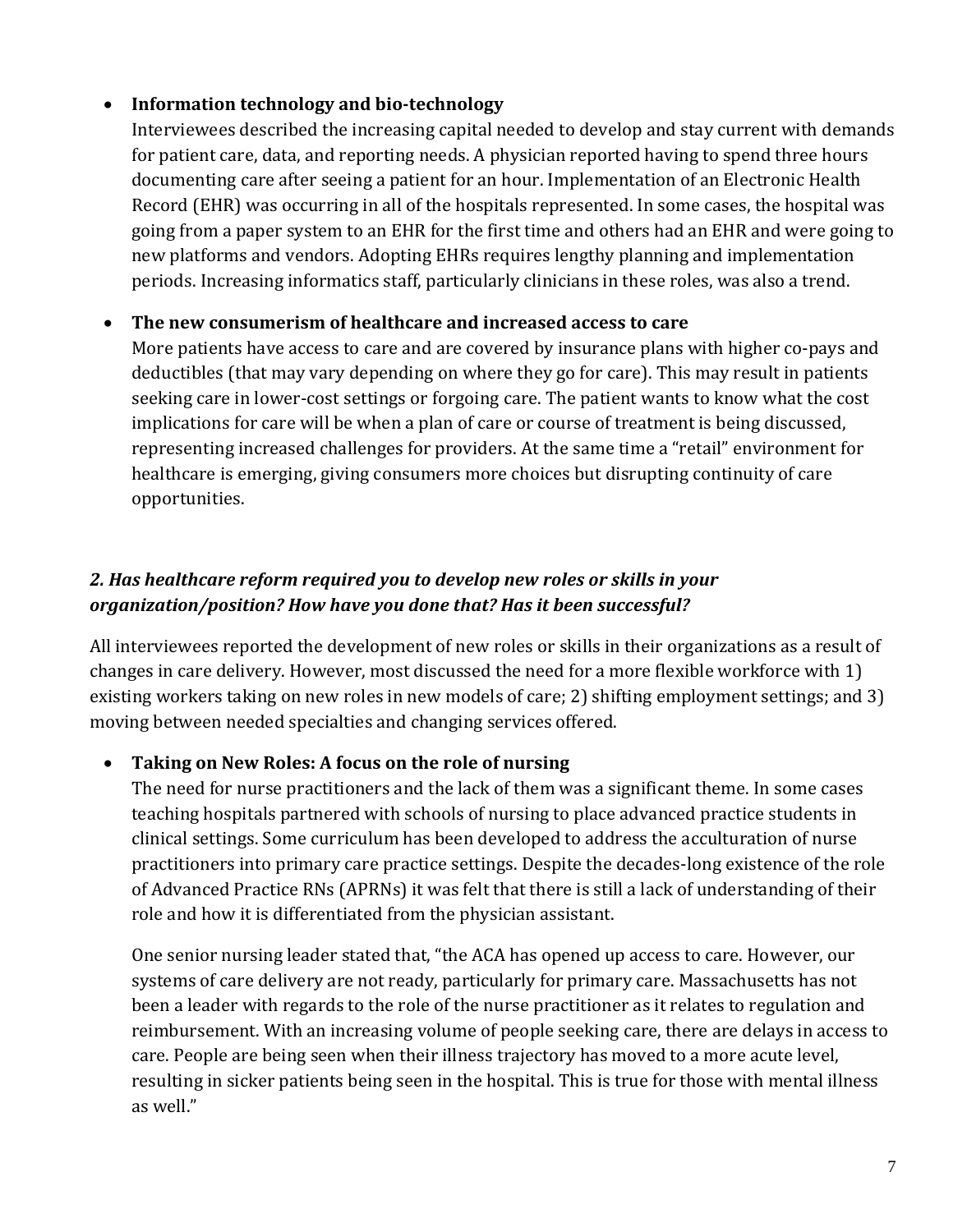- **Information technology and bio-technology**
  Interviewees described the increasing capital needed to develop and stay current with demands for patient care, data, and reporting needs. A physician reported having to spend three hours documenting care after seeing a patient for an hour. Implementation of an Electronic Health Record (EHR) was occurring in all of the hospitals represented. In some cases, the hospital was going from a paper system to an EHR for the first time and others had an EHR and were going to new platforms and vendors. Adopting EHRs requires lengthy planning and implementation periods. Increasing informatics staff, particularly clinicians in these roles, was also a trend.

- **The new consumerism of healthcare and increased access to care**
  More patients have access to care and are covered by insurance plans with higher co-pays and deductibles (that may vary depending on where they go for care). This may result in patients seeking care in lower-cost settings or forgoing care. The patient wants to know what the cost implications for care will be when a plan of care or course of treatment is being discussed, representing increased challenges for providers. At the same time a "retail" environment for healthcare is emerging, giving consumers more choices but disrupting continuity of care opportunities.

### *2. Has healthcare reform required you to develop new roles or skills in your organization/position? How have you done that? Has it been successful?*

All interviewees reported the development of new roles or skills in their organizations as a result of changes in care delivery. However, most discussed the need for a more flexible workforce with 1) existing workers taking on new roles in new models of care; 2) shifting employment settings; and 3) moving between needed specialties and changing services offered.

- **Taking on New Roles: A focus on the role of nursing**
  The need for nurse practitioners and the lack of them was a significant theme. In some cases teaching hospitals partnered with schools of nursing to place advanced practice students in clinical settings. Some curriculum has been developed to address the acculturation of nurse practitioners into primary care practice settings. Despite the decades-long existence of the role of Advanced Practice RNs (APRNs) it was felt that there is still a lack of understanding of their role and how it is differentiated from the physician assistant.

  One senior nursing leader stated that, "the ACA has opened up access to care. However, our systems of care delivery are not ready, particularly for primary care. Massachusetts has not been a leader with regards to the role of the nurse practitioner as it relates to regulation and reimbursement. With an increasing volume of people seeking care, there are delays in access to care. People are being seen when their illness trajectory has moved to a more acute level, resulting in sicker patients being seen in the hospital. This is true for those with mental illness as well."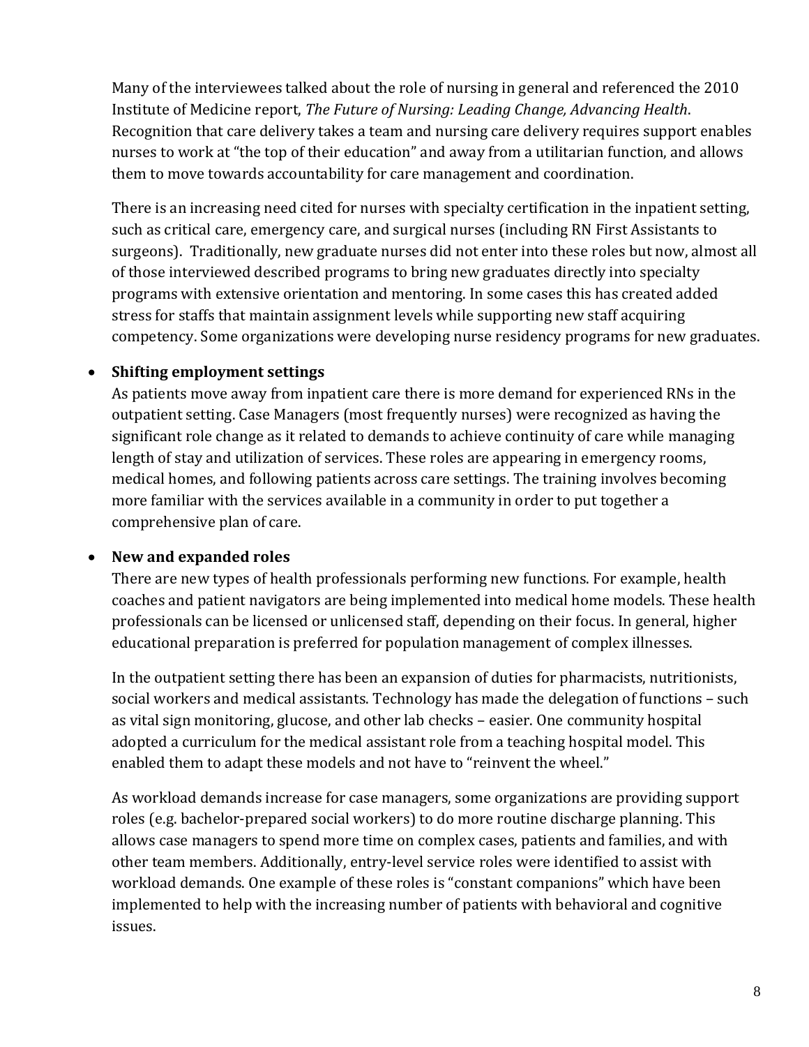Many of the interviewees talked about the role of nursing in general and referenced the 2010 Institute of Medicine report, *The Future of Nursing: Leading Change, Advancing Health*. Recognition that care delivery takes a team and nursing care delivery requires support enables nurses to work at "the top of their education" and away from a utilitarian function, and allows them to move towards accountability for care management and coordination.

There is an increasing need cited for nurses with specialty certification in the inpatient setting, such as critical care, emergency care, and surgical nurses (including RN First Assistants to surgeons). Traditionally, new graduate nurses did not enter into these roles but now, almost all of those interviewed described programs to bring new graduates directly into specialty programs with extensive orientation and mentoring. In some cases this has created added stress for staffs that maintain assignment levels while supporting new staff acquiring competency. Some organizations were developing nurse residency programs for new graduates.

- **Shifting employment settings**
  As patients move away from inpatient care there is more demand for experienced RNs in the outpatient setting. Case Managers (most frequently nurses) were recognized as having the significant role change as it related to demands to achieve continuity of care while managing length of stay and utilization of services. These roles are appearing in emergency rooms, medical homes, and following patients across care settings. The training involves becoming more familiar with the services available in a community in order to put together a comprehensive plan of care.

- **New and expanded roles**
  There are new types of health professionals performing new functions. For example, health coaches and patient navigators are being implemented into medical home models. These health professionals can be licensed or unlicensed staff, depending on their focus. In general, higher educational preparation is preferred for population management of complex illnesses.

  In the outpatient setting there has been an expansion of duties for pharmacists, nutritionists, social workers and medical assistants. Technology has made the delegation of functions – such as vital sign monitoring, glucose, and other lab checks – easier. One community hospital adopted a curriculum for the medical assistant role from a teaching hospital model. This enabled them to adapt these models and not have to "reinvent the wheel."

  As workload demands increase for case managers, some organizations are providing support roles (e.g. bachelor-prepared social workers) to do more routine discharge planning. This allows case managers to spend more time on complex cases, patients and families, and with other team members. Additionally, entry-level service roles were identified to assist with workload demands. One example of these roles is "constant companions" which have been implemented to help with the increasing number of patients with behavioral and cognitive issues.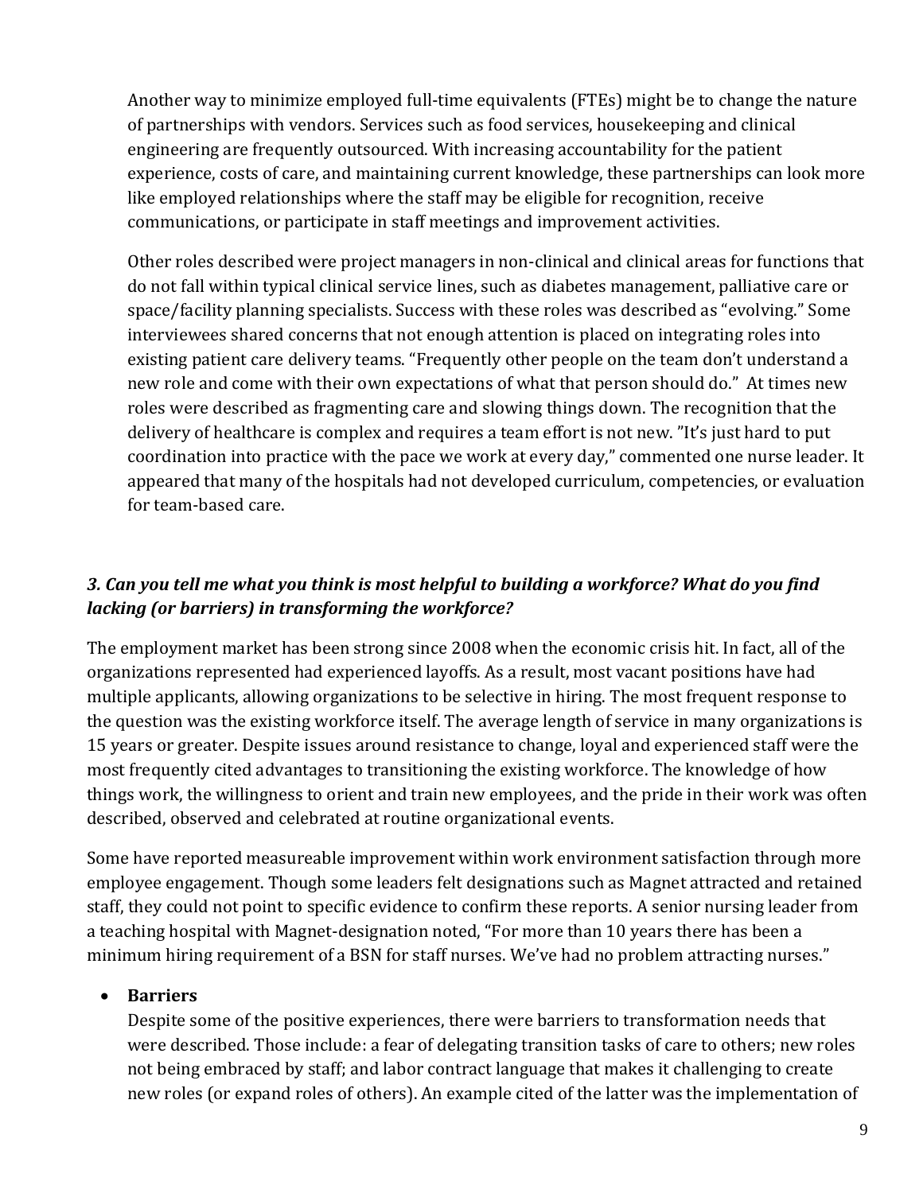Another way to minimize employed full-time equivalents (FTEs) might be to change the nature of partnerships with vendors. Services such as food services, housekeeping and clinical engineering are frequently outsourced. With increasing accountability for the patient experience, costs of care, and maintaining current knowledge, these partnerships can look more like employed relationships where the staff may be eligible for recognition, receive communications, or participate in staff meetings and improvement activities.

Other roles described were project managers in non-clinical and clinical areas for functions that do not fall within typical clinical service lines, such as diabetes management, palliative care or space/facility planning specialists. Success with these roles was described as "evolving." Some interviewees shared concerns that not enough attention is placed on integrating roles into existing patient care delivery teams. "Frequently other people on the team don't understand a new role and come with their own expectations of what that person should do." At times new roles were described as fragmenting care and slowing things down. The recognition that the delivery of healthcare is complex and requires a team effort is not new. "It's just hard to put coordination into practice with the pace we work at every day," commented one nurse leader. It appeared that many of the hospitals had not developed curriculum, competencies, or evaluation for team-based care.

### *3. Can you tell me what you think is most helpful to building a workforce? What do you find lacking (or barriers) in transforming the workforce?*

The employment market has been strong since 2008 when the economic crisis hit. In fact, all of the organizations represented had experienced layoffs. As a result, most vacant positions have had multiple applicants, allowing organizations to be selective in hiring. The most frequent response to the question was the existing workforce itself. The average length of service in many organizations is 15 years or greater. Despite issues around resistance to change, loyal and experienced staff were the most frequently cited advantages to transitioning the existing workforce. The knowledge of how things work, the willingness to orient and train new employees, and the pride in their work was often described, observed and celebrated at routine organizational events.

Some have reported measureable improvement within work environment satisfaction through more employee engagement. Though some leaders felt designations such as Magnet attracted and retained staff, they could not point to specific evidence to confirm these reports. A senior nursing leader from a teaching hospital with Magnet-designation noted, "For more than 10 years there has been a minimum hiring requirement of a BSN for staff nurses. We've had no problem attracting nurses."

- **Barriers**
  Despite some of the positive experiences, there were barriers to transformation needs that were described. Those include: a fear of delegating transition tasks of care to others; new roles not being embraced by staff; and labor contract language that makes it challenging to create new roles (or expand roles of others). An example cited of the latter was the implementation of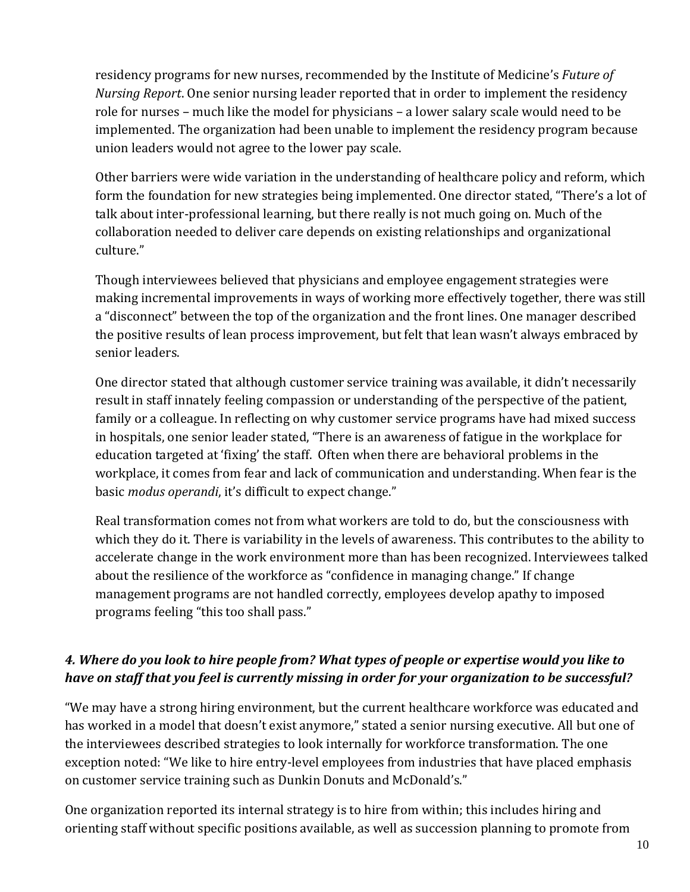residency programs for new nurses, recommended by the Institute of Medicine's *Future of Nursing Report*. One senior nursing leader reported that in order to implement the residency role for nurses – much like the model for physicians – a lower salary scale would need to be implemented. The organization had been unable to implement the residency program because union leaders would not agree to the lower pay scale.

Other barriers were wide variation in the understanding of healthcare policy and reform, which form the foundation for new strategies being implemented. One director stated, "There's a lot of talk about inter-professional learning, but there really is not much going on. Much of the collaboration needed to deliver care depends on existing relationships and organizational culture."

Though interviewees believed that physicians and employee engagement strategies were making incremental improvements in ways of working more effectively together, there was still a "disconnect" between the top of the organization and the front lines. One manager described the positive results of lean process improvement, but felt that lean wasn't always embraced by senior leaders.

One director stated that although customer service training was available, it didn't necessarily result in staff innately feeling compassion or understanding of the perspective of the patient, family or a colleague. In reflecting on why customer service programs have had mixed success in hospitals, one senior leader stated, "There is an awareness of fatigue in the workplace for education targeted at 'fixing' the staff. Often when there are behavioral problems in the workplace, it comes from fear and lack of communication and understanding. When fear is the basic *modus operandi*, it's difficult to expect change."

Real transformation comes not from what workers are told to do, but the consciousness with which they do it. There is variability in the levels of awareness. This contributes to the ability to accelerate change in the work environment more than has been recognized. Interviewees talked about the resilience of the workforce as "confidence in managing change." If change management programs are not handled correctly, employees develop apathy to imposed programs feeling "this too shall pass."

### *4. Where do you look to hire people from? What types of people or expertise would you like to have on staff that you feel is currently missing in order for your organization to be successful?*

"We may have a strong hiring environment, but the current healthcare workforce was educated and has worked in a model that doesn't exist anymore," stated a senior nursing executive. All but one of the interviewees described strategies to look internally for workforce transformation. The one exception noted: "We like to hire entry-level employees from industries that have placed emphasis on customer service training such as Dunkin Donuts and McDonald's."

One organization reported its internal strategy is to hire from within; this includes hiring and orienting staff without specific positions available, as well as succession planning to promote from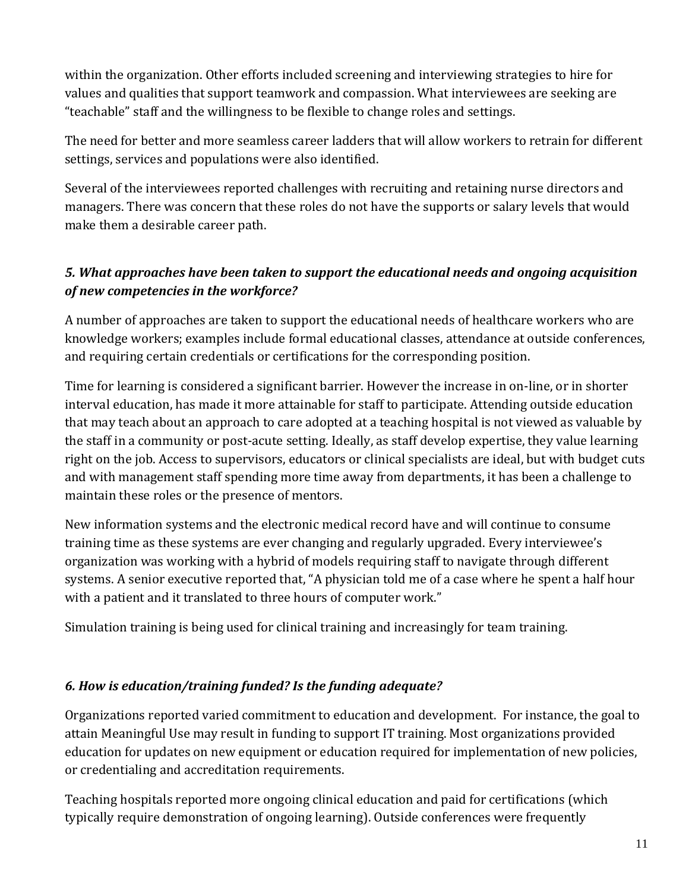within the organization. Other efforts included screening and interviewing strategies to hire for values and qualities that support teamwork and compassion. What interviewees are seeking are "teachable" staff and the willingness to be flexible to change roles and settings.

The need for better and more seamless career ladders that will allow workers to retrain for different settings, services and populations were also identified.

Several of the interviewees reported challenges with recruiting and retaining nurse directors and managers. There was concern that these roles do not have the supports or salary levels that would make them a desirable career path.

### *5. What approaches have been taken to support the educational needs and ongoing acquisition of new competencies in the workforce?*

A number of approaches are taken to support the educational needs of healthcare workers who are knowledge workers; examples include formal educational classes, attendance at outside conferences, and requiring certain credentials or certifications for the corresponding position.

Time for learning is considered a significant barrier. However the increase in on-line, or in shorter interval education, has made it more attainable for staff to participate. Attending outside education that may teach about an approach to care adopted at a teaching hospital is not viewed as valuable by the staff in a community or post-acute setting. Ideally, as staff develop expertise, they value learning right on the job. Access to supervisors, educators or clinical specialists are ideal, but with budget cuts and with management staff spending more time away from departments, it has been a challenge to maintain these roles or the presence of mentors.

New information systems and the electronic medical record have and will continue to consume training time as these systems are ever changing and regularly upgraded. Every interviewee's organization was working with a hybrid of models requiring staff to navigate through different systems. A senior executive reported that, "A physician told me of a case where he spent a half hour with a patient and it translated to three hours of computer work."

Simulation training is being used for clinical training and increasingly for team training.

### *6. How is education/training funded? Is the funding adequate?*

Organizations reported varied commitment to education and development. For instance, the goal to attain Meaningful Use may result in funding to support IT training. Most organizations provided education for updates on new equipment or education required for implementation of new policies, or credentialing and accreditation requirements.

Teaching hospitals reported more ongoing clinical education and paid for certifications (which typically require demonstration of ongoing learning). Outside conferences were frequently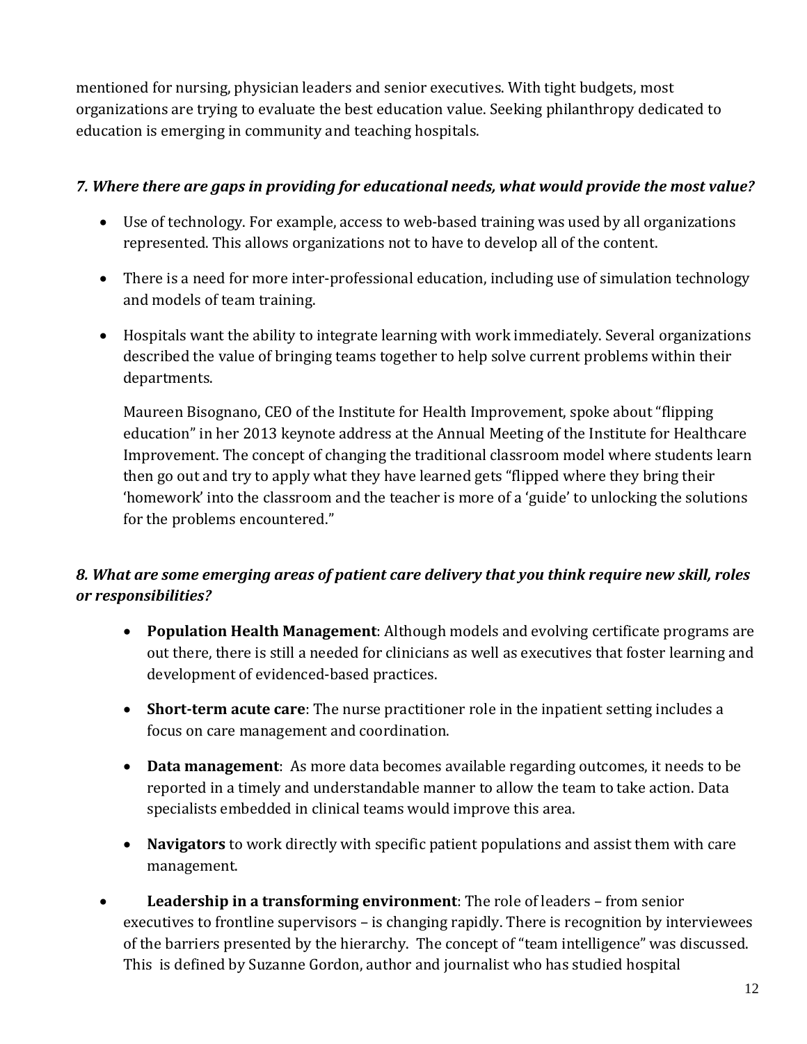mentioned for nursing, physician leaders and senior executives. With tight budgets, most organizations are trying to evaluate the best education value. Seeking philanthropy dedicated to education is emerging in community and teaching hospitals.

***7. Where there are gaps in providing for educational needs, what would provide the most value?***

- Use of technology. For example, access to web-based training was used by all organizations represented. This allows organizations not to have to develop all of the content.
- There is a need for more inter-professional education, including use of simulation technology and models of team training.
- Hospitals want the ability to integrate learning with work immediately. Several organizations described the value of bringing teams together to help solve current problems within their departments.

  Maureen Bisognano, CEO of the Institute for Health Improvement, spoke about "flipping education" in her 2013 keynote address at the Annual Meeting of the Institute for Healthcare Improvement. The concept of changing the traditional classroom model where students learn then go out and try to apply what they have learned gets "flipped where they bring their 'homework' into the classroom and the teacher is more of a 'guide' to unlocking the solutions for the problems encountered."

***8. What are some emerging areas of patient care delivery that you think require new skill, roles or responsibilities?***

- **Population Health Management**: Although models and evolving certificate programs are out there, there is still a needed for clinicians as well as executives that foster learning and development of evidenced-based practices.
- **Short-term acute care**: The nurse practitioner role in the inpatient setting includes a focus on care management and coordination.
- **Data management**: As more data becomes available regarding outcomes, it needs to be reported in a timely and understandable manner to allow the team to take action. Data specialists embedded in clinical teams would improve this area.
- **Navigators** to work directly with specific patient populations and assist them with care management.
- **Leadership in a transforming environment**: The role of leaders – from senior executives to frontline supervisors – is changing rapidly. There is recognition by interviewees of the barriers presented by the hierarchy. The concept of "team intelligence" was discussed. This is defined by Suzanne Gordon, author and journalist who has studied hospital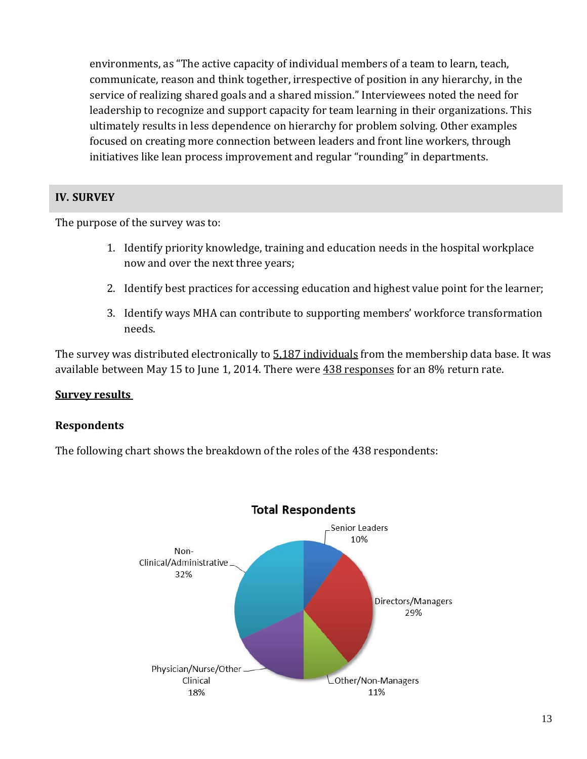environments, as "The active capacity of individual members of a team to learn, teach, communicate, reason and think together, irrespective of position in any hierarchy, in the service of realizing shared goals and a shared mission." Interviewees noted the need for leadership to recognize and support capacity for team learning in their organizations. This ultimately results in less dependence on hierarchy for problem solving. Other examples focused on creating more connection between leaders and front line workers, through initiatives like lean process improvement and regular "rounding" in departments.

## IV. SURVEY

The purpose of the survey was to:

1. Identify priority knowledge, training and education needs in the hospital workplace now and over the next three years;
2. Identify best practices for accessing education and highest value point for the learner;
3. Identify ways MHA can contribute to supporting members' workforce transformation needs.

The survey was distributed electronically to 5,187 individuals from the membership data base. It was available between May 15 to June 1, 2014. There were 438 responses for an 8% return rate.

### Survey results

#### Respondents

The following chart shows the breakdown of the roles of the 438 respondents:

**Total Respondents**

| Role | Percentage |
| --- | --- |
| Senior Leaders | 10% |
| Directors/Managers | 29% |
| Other/Non-Managers | 11% |
| Physician/Nurse/Other Clinical | 18% |
| Non-Clinical/Administrative | 32% |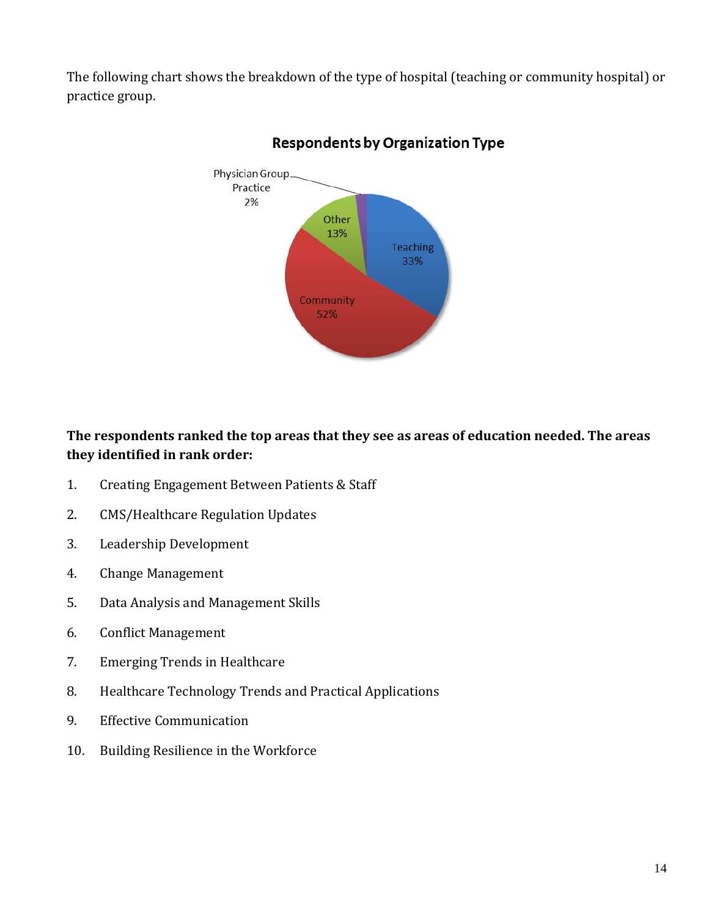The following chart shows the breakdown of the type of hospital (teaching or community hospital) or practice group.

**Respondents by Organization Type**

| Organization Type | Percentage |
|---|---|
| Teaching | 33% |
| Community | 52% |
| Other | 13% |
| Physician Group Practice | 2% |

**The respondents ranked the top areas that they see as areas of education needed. The areas they identified in rank order:**

1. Creating Engagement Between Patients & Staff
2. CMS/Healthcare Regulation Updates
3. Leadership Development
4. Change Management
5. Data Analysis and Management Skills
6. Conflict Management
7. Emerging Trends in Healthcare
8. Healthcare Technology Trends and Practical Applications
9. Effective Communication
10. Building Resilience in the Workforce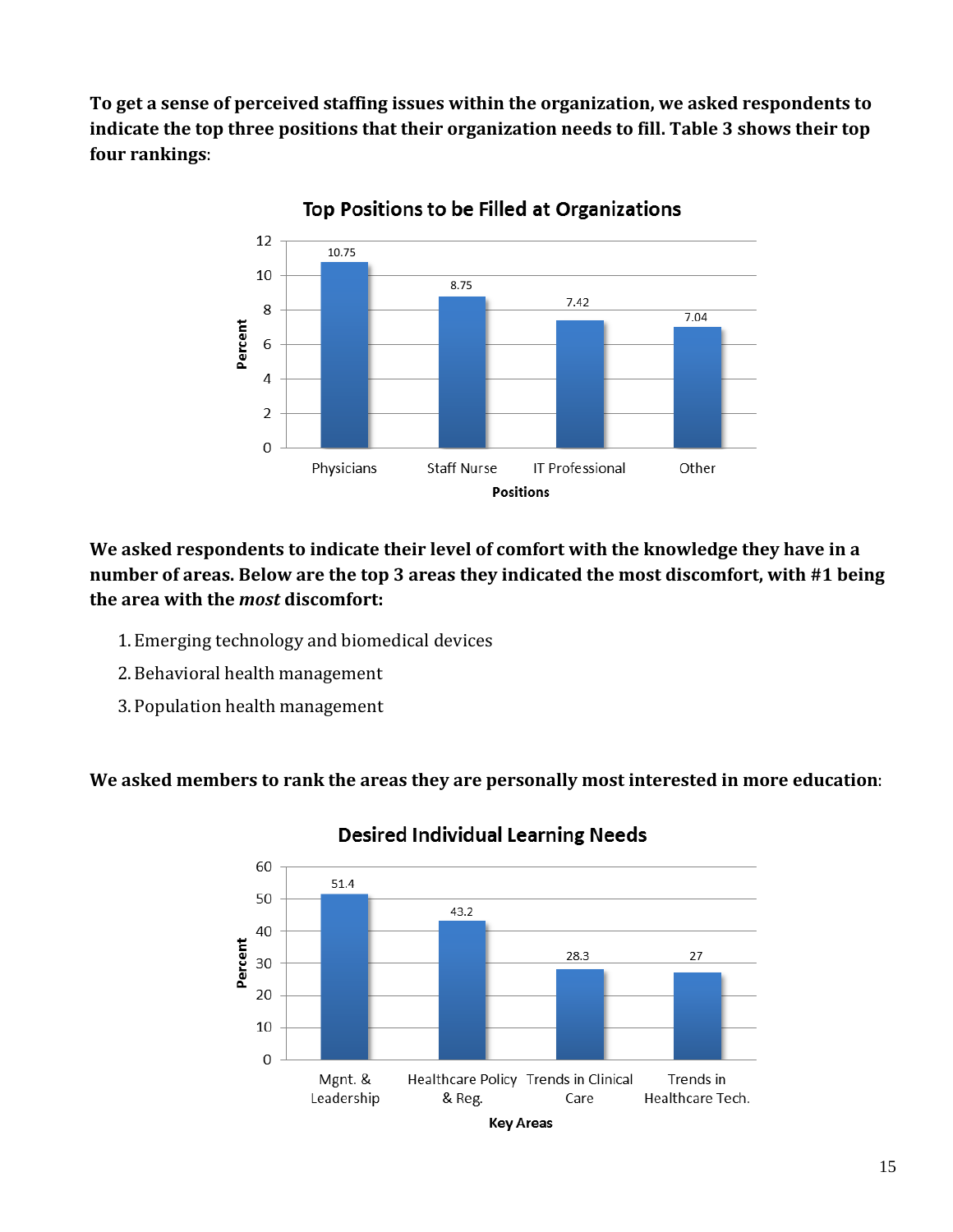**To get a sense of perceived staffing issues within the organization, we asked respondents to indicate the top three positions that their organization needs to fill. Table 3 shows their top four rankings**:

**Top Positions to be Filled at Organizations**

| Positions | Percent |
|---|---|
| Physicians | 10.75 |
| Staff Nurse | 8.75 |
| IT Professional | 7.42 |
| Other | 7.04 |

**We asked respondents to indicate their level of comfort with the knowledge they have in a number of areas. Below are the top 3 areas they indicated the most discomfort, with #1 being the area with the *most* discomfort:**

1. Emerging technology and biomedical devices
2. Behavioral health management
3. Population health management

**We asked members to rank the areas they are personally most interested in more education**:

**Desired Individual Learning Needs**

| Key Areas | Percent |
|---|---|
| Mgnt. & Leadership | 51.4 |
| Healthcare Policy & Reg. | 43.2 |
| Trends in Clinical Care | 28.3 |
| Trends in Healthcare Tech. | 27 |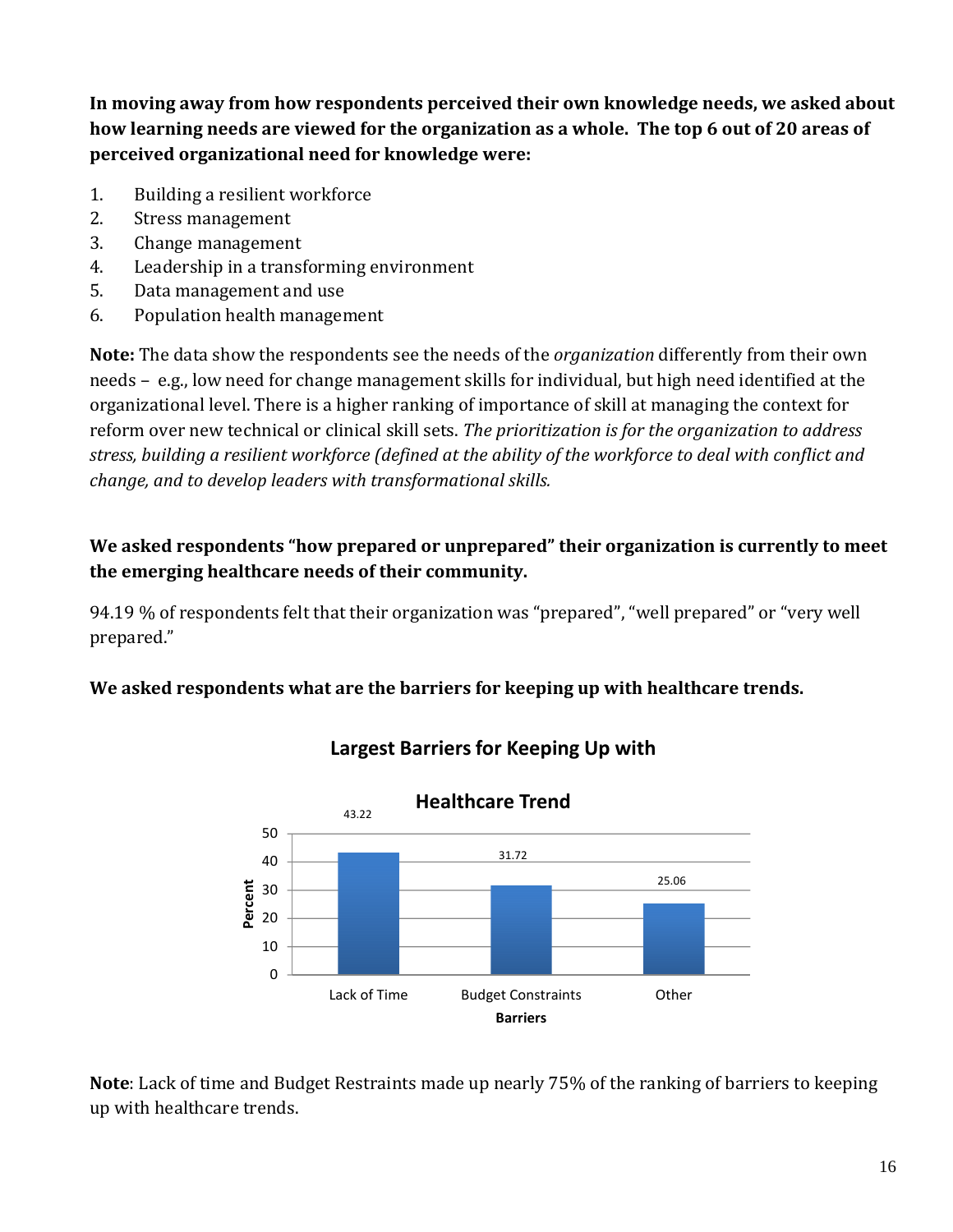**In moving away from how respondents perceived their own knowledge needs, we asked about how learning needs are viewed for the organization as a whole. The top 6 out of 20 areas of perceived organizational need for knowledge were:**

1. Building a resilient workforce
2. Stress management
3. Change management
4. Leadership in a transforming environment
5. Data management and use
6. Population health management

**Note:** The data show the respondents see the needs of the *organization* differently from their own needs – e.g., low need for change management skills for individual, but high need identified at the organizational level. There is a higher ranking of importance of skill at managing the context for reform over new technical or clinical skill sets. *The prioritization is for the organization to address stress, building a resilient workforce (defined at the ability of the workforce to deal with conflict and change, and to develop leaders with transformational skills.*

**We asked respondents "how prepared or unprepared" their organization is currently to meet the emerging healthcare needs of their community.**

94.19 % of respondents felt that their organization was "prepared", "well prepared" or "very well prepared."

**We asked respondents what are the barriers for keeping up with healthcare trends.**

**Largest Barriers for Keeping Up with Healthcare Trend**

| Barriers | Percent |
| --- | --- |
| Lack of Time | 43.22 |
| Budget Constraints | 31.72 |
| Other | 25.06 |

**Note**: Lack of time and Budget Restraints made up nearly 75% of the ranking of barriers to keeping up with healthcare trends.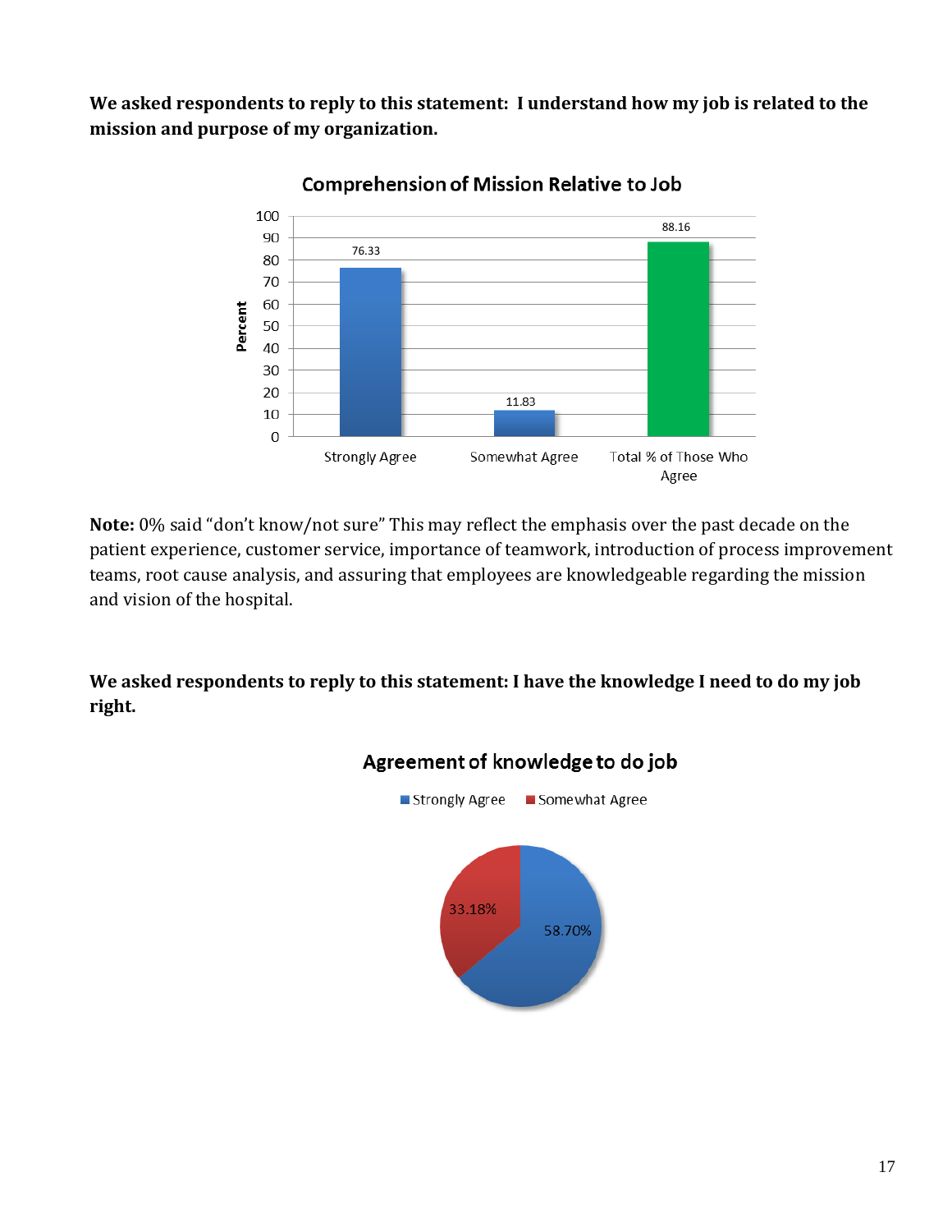**We asked respondents to reply to this statement: I understand how my job is related to the mission and purpose of my organization.**

**Note:** 0% said "don't know/not sure" This may reflect the emphasis over the past decade on the patient experience, customer service, importance of teamwork, introduction of process improvement teams, root cause analysis, and assuring that employees are knowledgeable regarding the mission and vision of the hospital.

**We asked respondents to reply to this statement: I have the knowledge I need to do my job right.**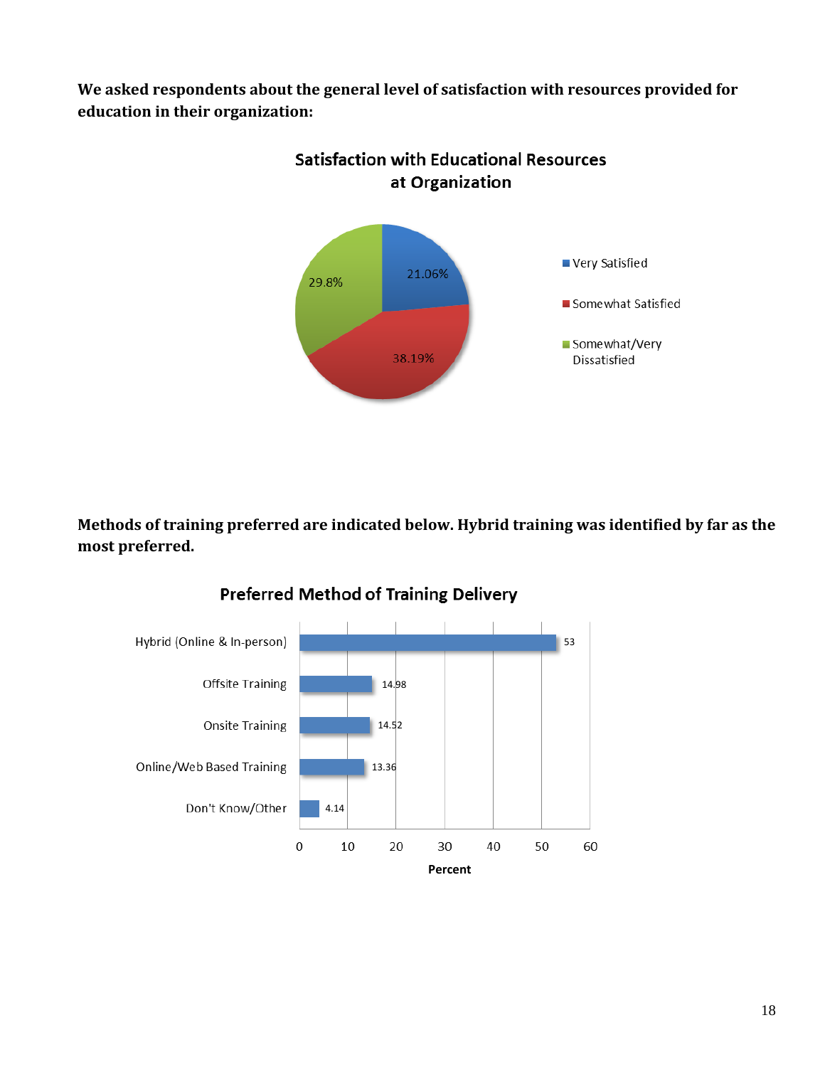**We asked respondents about the general level of satisfaction with resources provided for education in their organization:**

**Satisfaction with Educational Resources at Organization**

| Response | Percent |
|---|---|
| Very Satisfied | 21.06% |
| Somewhat Satisfied | 38.19% |
| Somewhat/Very Dissatisfied | 29.8% |

**Methods of training preferred are indicated below. Hybrid training was identified by far as the most preferred.**

**Preferred Method of Training Delivery**

| Method | Percent |
|---|---|
| Hybrid (Online & In-person) | 53 |
| Offsite Training | 14.98 |
| Onsite Training | 14.52 |
| Online/Web Based Training | 13.36 |
| Don't Know/Other | 4.14 |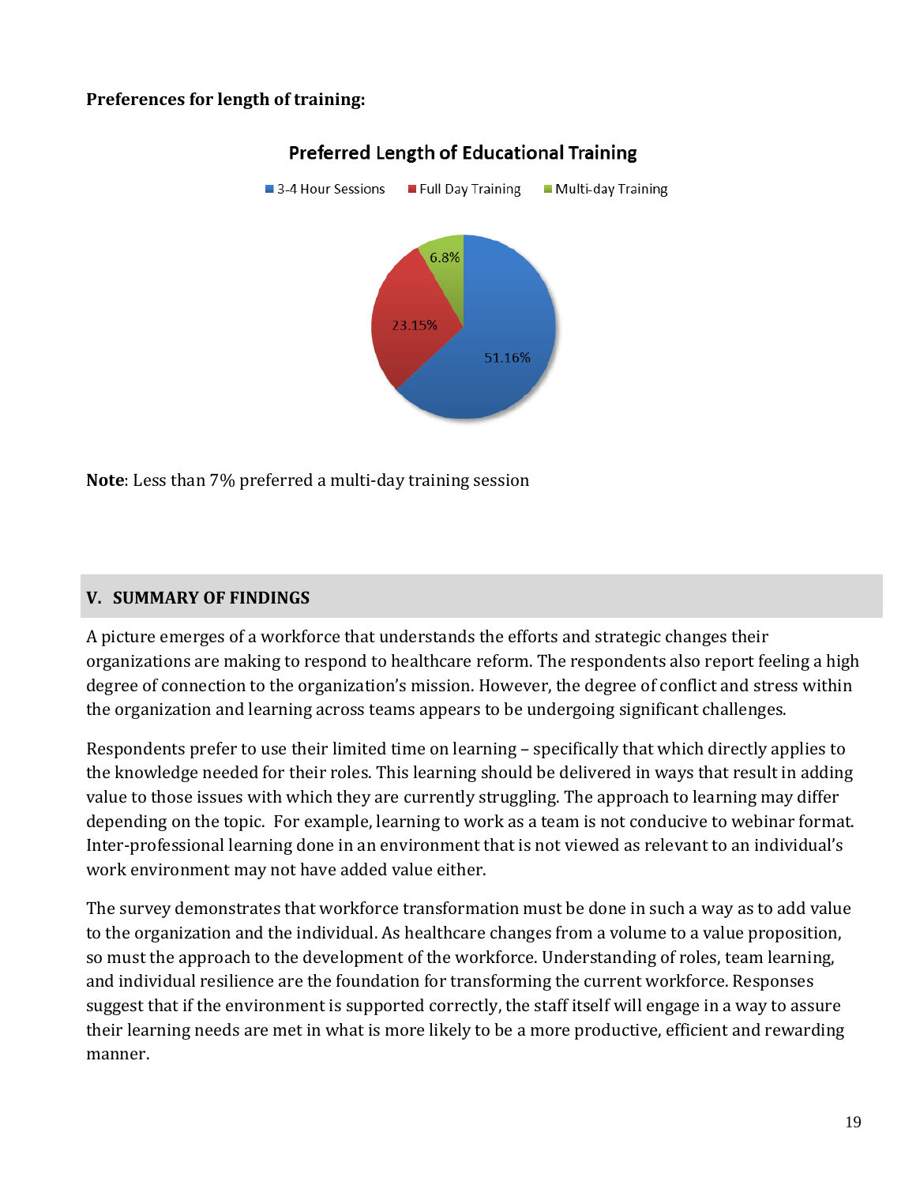**Preferences for length of training:**

**Preferred Length of Educational Training**

3-4 Hour Sessions | Full Day Training | Multi-day Training

6.8%

23.15%

51.16%

**Note**: Less than 7% preferred a multi-day training session

## V. SUMMARY OF FINDINGS

A picture emerges of a workforce that understands the efforts and strategic changes their organizations are making to respond to healthcare reform. The respondents also report feeling a high degree of connection to the organization's mission. However, the degree of conflict and stress within the organization and learning across teams appears to be undergoing significant challenges.

Respondents prefer to use their limited time on learning – specifically that which directly applies to the knowledge needed for their roles. This learning should be delivered in ways that result in adding value to those issues with which they are currently struggling. The approach to learning may differ depending on the topic. For example, learning to work as a team is not conducive to webinar format. Inter-professional learning done in an environment that is not viewed as relevant to an individual's work environment may not have added value either.

The survey demonstrates that workforce transformation must be done in such a way as to add value to the organization and the individual. As healthcare changes from a volume to a value proposition, so must the approach to the development of the workforce. Understanding of roles, team learning, and individual resilience are the foundation for transforming the current workforce. Responses suggest that if the environment is supported correctly, the staff itself will engage in a way to assure their learning needs are met in what is more likely to be a more productive, efficient and rewarding manner.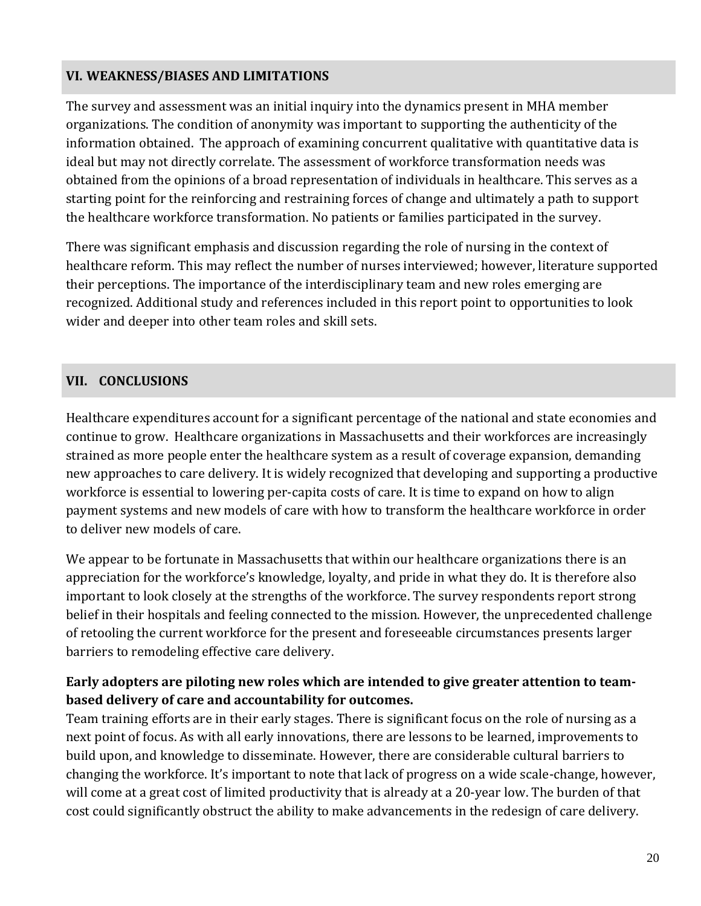## VI. WEAKNESS/BIASES AND LIMITATIONS

The survey and assessment was an initial inquiry into the dynamics present in MHA member organizations. The condition of anonymity was important to supporting the authenticity of the information obtained. The approach of examining concurrent qualitative with quantitative data is ideal but may not directly correlate. The assessment of workforce transformation needs was obtained from the opinions of a broad representation of individuals in healthcare. This serves as a starting point for the reinforcing and restraining forces of change and ultimately a path to support the healthcare workforce transformation. No patients or families participated in the survey.

There was significant emphasis and discussion regarding the role of nursing in the context of healthcare reform. This may reflect the number of nurses interviewed; however, literature supported their perceptions. The importance of the interdisciplinary team and new roles emerging are recognized. Additional study and references included in this report point to opportunities to look wider and deeper into other team roles and skill sets.

## VII. CONCLUSIONS

Healthcare expenditures account for a significant percentage of the national and state economies and continue to grow. Healthcare organizations in Massachusetts and their workforces are increasingly strained as more people enter the healthcare system as a result of coverage expansion, demanding new approaches to care delivery. It is widely recognized that developing and supporting a productive workforce is essential to lowering per-capita costs of care. It is time to expand on how to align payment systems and new models of care with how to transform the healthcare workforce in order to deliver new models of care.

We appear to be fortunate in Massachusetts that within our healthcare organizations there is an appreciation for the workforce's knowledge, loyalty, and pride in what they do. It is therefore also important to look closely at the strengths of the workforce. The survey respondents report strong belief in their hospitals and feeling connected to the mission. However, the unprecedented challenge of retooling the current workforce for the present and foreseeable circumstances presents larger barriers to remodeling effective care delivery.

**Early adopters are piloting new roles which are intended to give greater attention to team-based delivery of care and accountability for outcomes.**

Team training efforts are in their early stages. There is significant focus on the role of nursing as a next point of focus. As with all early innovations, there are lessons to be learned, improvements to build upon, and knowledge to disseminate. However, there are considerable cultural barriers to changing the workforce. It's important to note that lack of progress on a wide scale-change, however, will come at a great cost of limited productivity that is already at a 20-year low. The burden of that cost could significantly obstruct the ability to make advancements in the redesign of care delivery.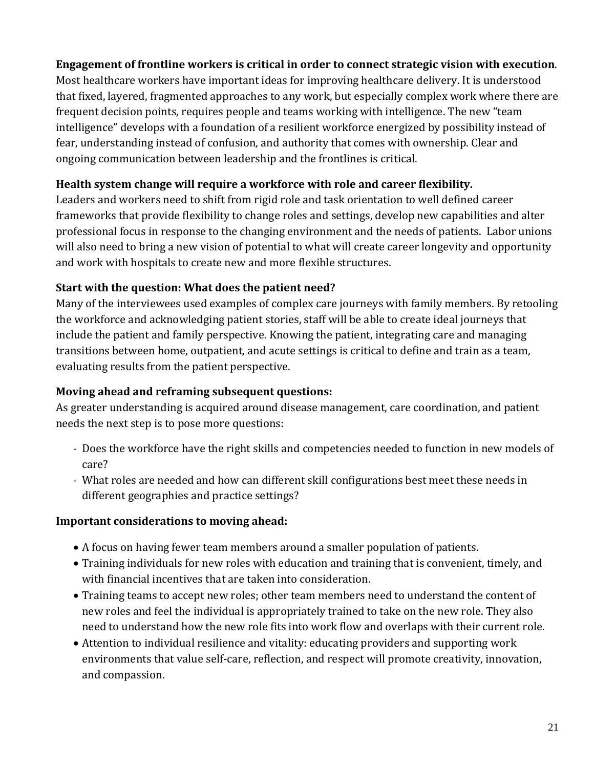**Engagement of frontline workers is critical in order to connect strategic vision with execution**. Most healthcare workers have important ideas for improving healthcare delivery. It is understood that fixed, layered, fragmented approaches to any work, but especially complex work where there are frequent decision points, requires people and teams working with intelligence. The new "team intelligence" develops with a foundation of a resilient workforce energized by possibility instead of fear, understanding instead of confusion, and authority that comes with ownership. Clear and ongoing communication between leadership and the frontlines is critical.

**Health system change will require a workforce with role and career flexibility.**
Leaders and workers need to shift from rigid role and task orientation to well defined career frameworks that provide flexibility to change roles and settings, develop new capabilities and alter professional focus in response to the changing environment and the needs of patients. Labor unions will also need to bring a new vision of potential to what will create career longevity and opportunity and work with hospitals to create new and more flexible structures.

**Start with the question: What does the patient need?**
Many of the interviewees used examples of complex care journeys with family members. By retooling the workforce and acknowledging patient stories, staff will be able to create ideal journeys that include the patient and family perspective. Knowing the patient, integrating care and managing transitions between home, outpatient, and acute settings is critical to define and train as a team, evaluating results from the patient perspective.

**Moving ahead and reframing subsequent questions:**
As greater understanding is acquired around disease management, care coordination, and patient needs the next step is to pose more questions:

- Does the workforce have the right skills and competencies needed to function in new models of care?
- What roles are needed and how can different skill configurations best meet these needs in different geographies and practice settings?

**Important considerations to moving ahead:**

- A focus on having fewer team members around a smaller population of patients.
- Training individuals for new roles with education and training that is convenient, timely, and with financial incentives that are taken into consideration.
- Training teams to accept new roles; other team members need to understand the content of new roles and feel the individual is appropriately trained to take on the new role. They also need to understand how the new role fits into work flow and overlaps with their current role.
- Attention to individual resilience and vitality: educating providers and supporting work environments that value self-care, reflection, and respect will promote creativity, innovation, and compassion.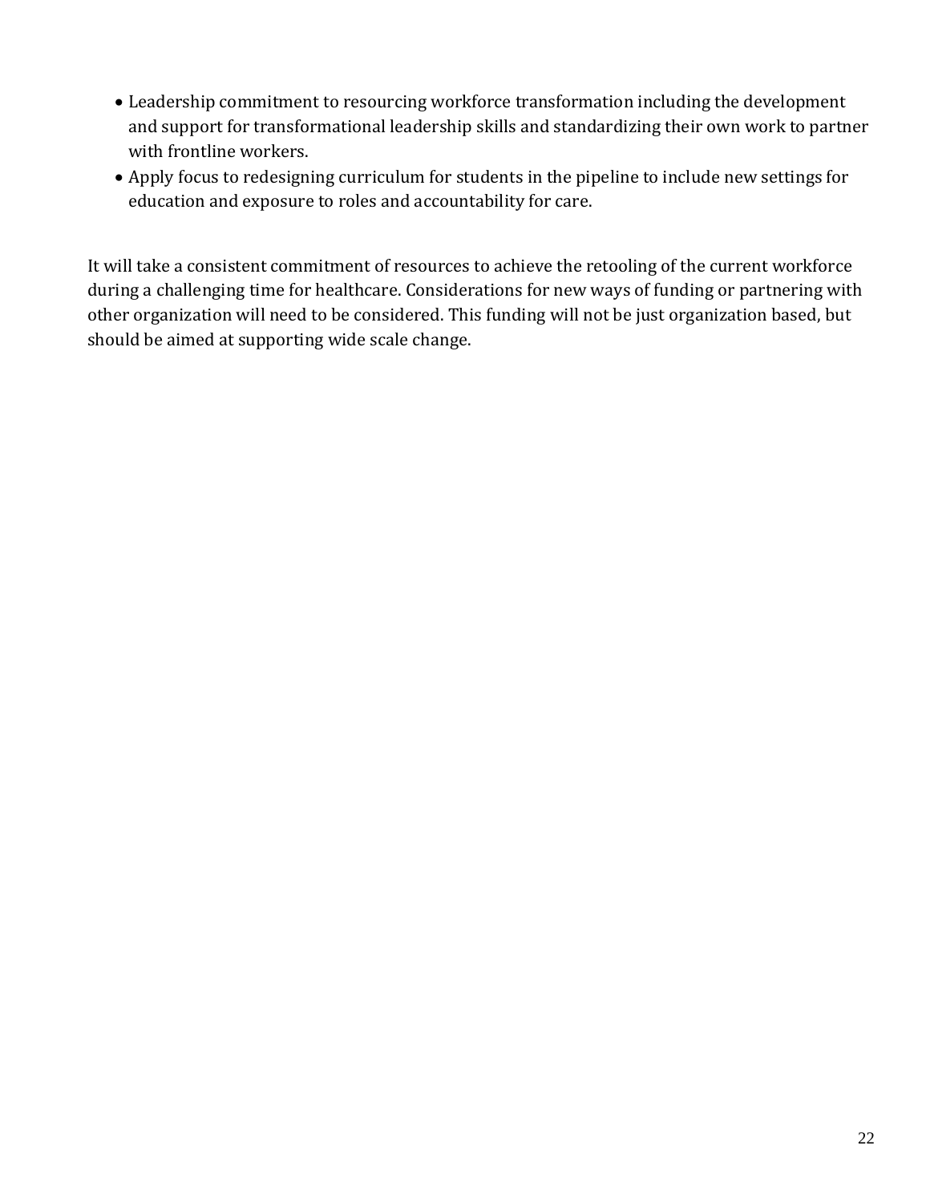- Leadership commitment to resourcing workforce transformation including the development and support for transformational leadership skills and standardizing their own work to partner with frontline workers.
- Apply focus to redesigning curriculum for students in the pipeline to include new settings for education and exposure to roles and accountability for care.

It will take a consistent commitment of resources to achieve the retooling of the current workforce during a challenging time for healthcare. Considerations for new ways of funding or partnering with other organization will need to be considered. This funding will not be just organization based, but should be aimed at supporting wide scale change.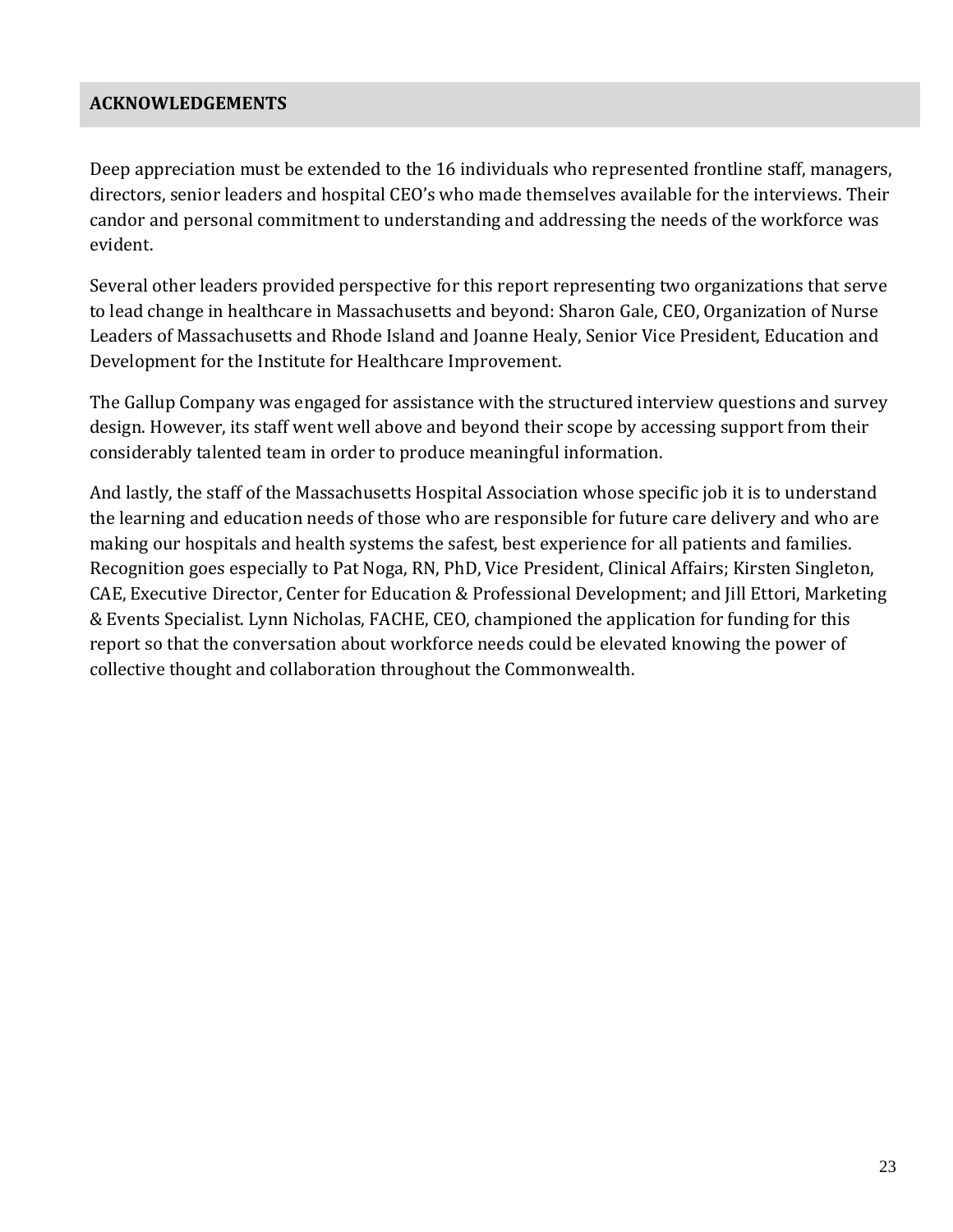## ACKNOWLEDGEMENTS

Deep appreciation must be extended to the 16 individuals who represented frontline staff, managers, directors, senior leaders and hospital CEO's who made themselves available for the interviews. Their candor and personal commitment to understanding and addressing the needs of the workforce was evident.

Several other leaders provided perspective for this report representing two organizations that serve to lead change in healthcare in Massachusetts and beyond: Sharon Gale, CEO, Organization of Nurse Leaders of Massachusetts and Rhode Island and Joanne Healy, Senior Vice President, Education and Development for the Institute for Healthcare Improvement.

The Gallup Company was engaged for assistance with the structured interview questions and survey design. However, its staff went well above and beyond their scope by accessing support from their considerably talented team in order to produce meaningful information.

And lastly, the staff of the Massachusetts Hospital Association whose specific job it is to understand the learning and education needs of those who are responsible for future care delivery and who are making our hospitals and health systems the safest, best experience for all patients and families. Recognition goes especially to Pat Noga, RN, PhD, Vice President, Clinical Affairs; Kirsten Singleton, CAE, Executive Director, Center for Education & Professional Development; and Jill Ettori, Marketing & Events Specialist. Lynn Nicholas, FACHE, CEO, championed the application for funding for this report so that the conversation about workforce needs could be elevated knowing the power of collective thought and collaboration throughout the Commonwealth.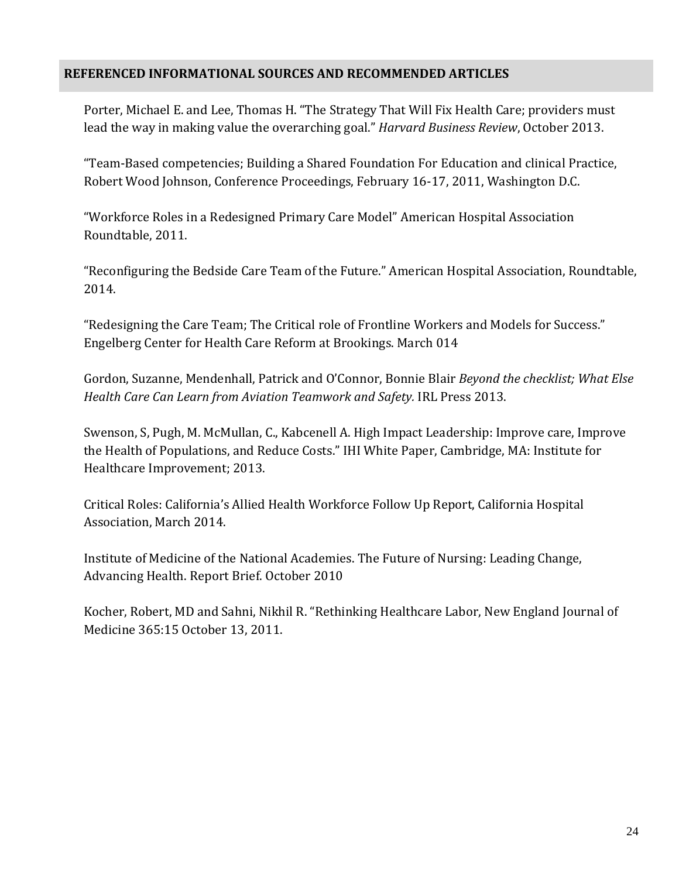## REFERENCED INFORMATIONAL SOURCES AND RECOMMENDED ARTICLES

Porter, Michael E. and Lee, Thomas H. "The Strategy That Will Fix Health Care; providers must lead the way in making value the overarching goal." *Harvard Business Review*, October 2013.

"Team-Based competencies; Building a Shared Foundation For Education and clinical Practice, Robert Wood Johnson, Conference Proceedings, February 16-17, 2011, Washington D.C.

"Workforce Roles in a Redesigned Primary Care Model" American Hospital Association Roundtable, 2011.

"Reconfiguring the Bedside Care Team of the Future." American Hospital Association, Roundtable, 2014.

"Redesigning the Care Team; The Critical role of Frontline Workers and Models for Success." Engelberg Center for Health Care Reform at Brookings. March 014

Gordon, Suzanne, Mendenhall, Patrick and O'Connor, Bonnie Blair *Beyond the checklist; What Else Health Care Can Learn from Aviation Teamwork and Safety.* IRL Press 2013.

Swenson, S, Pugh, M. McMullan, C., Kabcenell A. High Impact Leadership: Improve care, Improve the Health of Populations, and Reduce Costs." IHI White Paper, Cambridge, MA: Institute for Healthcare Improvement; 2013.

Critical Roles: California's Allied Health Workforce Follow Up Report, California Hospital Association, March 2014.

Institute of Medicine of the National Academies. The Future of Nursing: Leading Change, Advancing Health. Report Brief. October 2010

Kocher, Robert, MD and Sahni, Nikhil R. "Rethinking Healthcare Labor, New England Journal of Medicine 365:15 October 13, 2011.